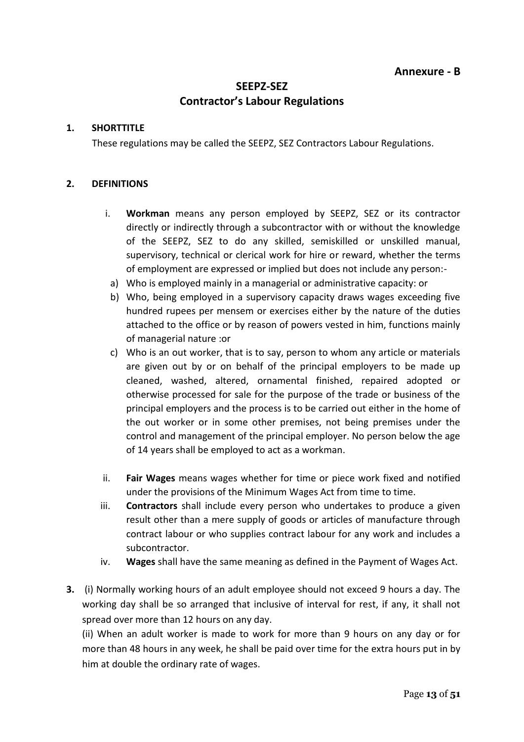**Annexure - B**

# SEEPZ-SEZ
# Contractor's Labour Regulations

## 1. SHORTTITLE

These regulations may be called the SEEPZ, SEZ Contractors Labour Regulations.

## 2. DEFINITIONS

i. **Workman** means any person employed by SEEPZ, SEZ or its contractor directly or indirectly through a subcontractor with or without the knowledge of the SEEPZ, SEZ to do any skilled, semiskilled or unskilled manual, supervisory, technical or clerical work for hire or reward, whether the terms of employment are expressed or implied but does not include any person:-

   a) Who is employed mainly in a managerial or administrative capacity: or
   b) Who, being employed in a supervisory capacity draws wages exceeding five hundred rupees per mensem or exercises either by the nature of the duties attached to the office or by reason of powers vested in him, functions mainly of managerial nature :or
   c) Who is an out worker, that is to say, person to whom any article or materials are given out by or on behalf of the principal employers to be made up cleaned, washed, altered, ornamental finished, repaired adopted or otherwise processed for sale for the purpose of the trade or business of the principal employers and the process is to be carried out either in the home of the out worker or in some other premises, not being premises under the control and management of the principal employer. No person below the age of 14 years shall be employed to act as a workman.

ii. **Fair Wages** means wages whether for time or piece work fixed and notified under the provisions of the Minimum Wages Act from time to time.

iii. **Contractors** shall include every person who undertakes to produce a given result other than a mere supply of goods or articles of manufacture through contract labour or who supplies contract labour for any work and includes a subcontractor.

iv. **Wages** shall have the same meaning as defined in the Payment of Wages Act.

**3.** (i) Normally working hours of an adult employee should not exceed 9 hours a day. The working day shall be so arranged that inclusive of interval for rest, if any, it shall not spread over more than 12 hours on any day.

(ii) When an adult worker is made to work for more than 9 hours on any day or for more than 48 hours in any week, he shall be paid over time for the extra hours put in by him at double the ordinary rate of wages.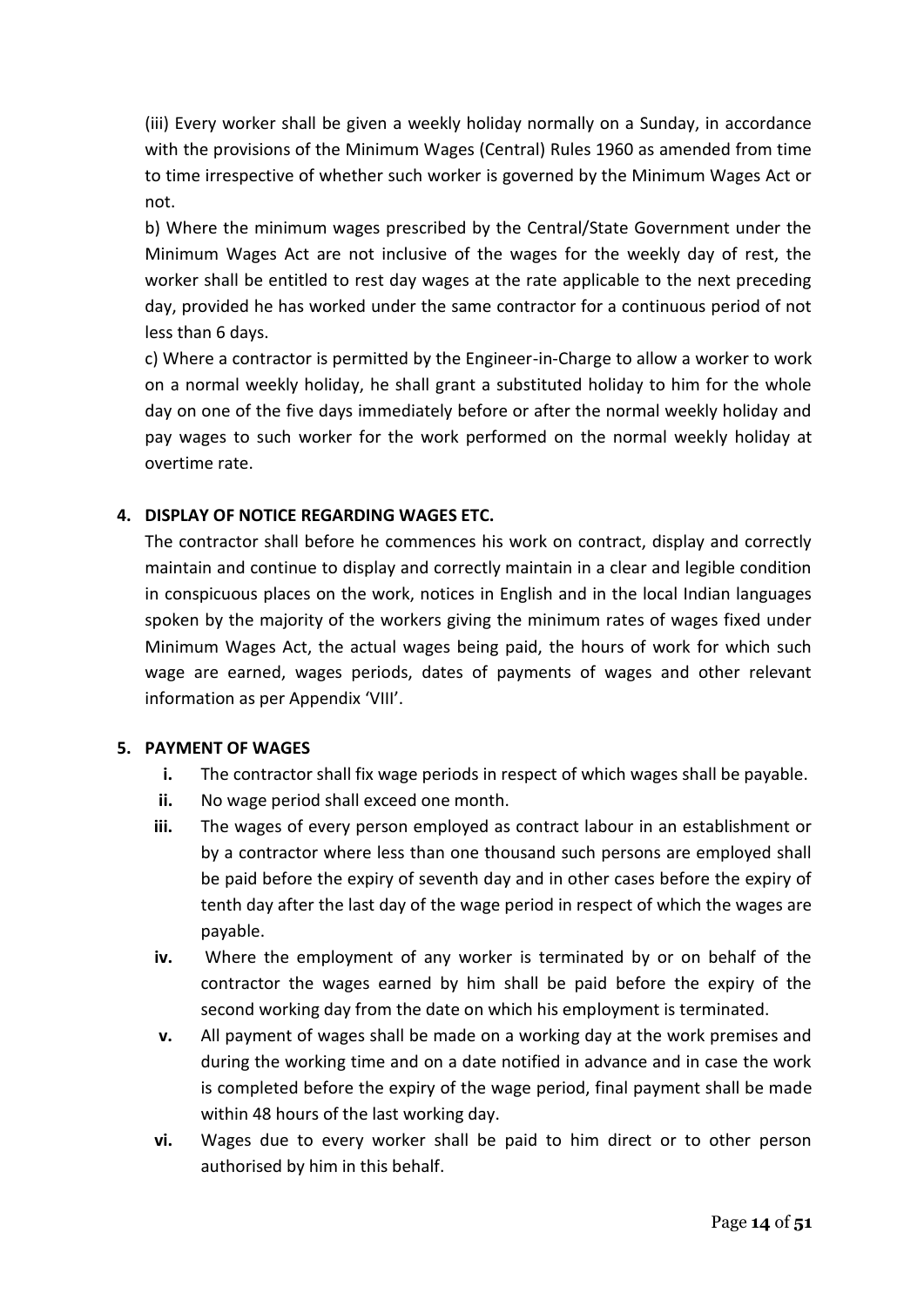(iii) Every worker shall be given a weekly holiday normally on a Sunday, in accordance with the provisions of the Minimum Wages (Central) Rules 1960 as amended from time to time irrespective of whether such worker is governed by the Minimum Wages Act or not.

b) Where the minimum wages prescribed by the Central/State Government under the Minimum Wages Act are not inclusive of the wages for the weekly day of rest, the worker shall be entitled to rest day wages at the rate applicable to the next preceding day, provided he has worked under the same contractor for a continuous period of not less than 6 days.

c) Where a contractor is permitted by the Engineer-in-Charge to allow a worker to work on a normal weekly holiday, he shall grant a substituted holiday to him for the whole day on one of the five days immediately before or after the normal weekly holiday and pay wages to such worker for the work performed on the normal weekly holiday at overtime rate.

## 4. DISPLAY OF NOTICE REGARDING WAGES ETC.

The contractor shall before he commences his work on contract, display and correctly maintain and continue to display and correctly maintain in a clear and legible condition in conspicuous places on the work, notices in English and in the local Indian languages spoken by the majority of the workers giving the minimum rates of wages fixed under Minimum Wages Act, the actual wages being paid, the hours of work for which such wage are earned, wages periods, dates of payments of wages and other relevant information as per Appendix 'VIII'.

## 5. PAYMENT OF WAGES

- **i.** The contractor shall fix wage periods in respect of which wages shall be payable.
- **ii.** No wage period shall exceed one month.
- **iii.** The wages of every person employed as contract labour in an establishment or by a contractor where less than one thousand such persons are employed shall be paid before the expiry of seventh day and in other cases before the expiry of tenth day after the last day of the wage period in respect of which the wages are payable.
- **iv.** Where the employment of any worker is terminated by or on behalf of the contractor the wages earned by him shall be paid before the expiry of the second working day from the date on which his employment is terminated.
- **v.** All payment of wages shall be made on a working day at the work premises and during the working time and on a date notified in advance and in case the work is completed before the expiry of the wage period, final payment shall be made within 48 hours of the last working day.
- **vi.** Wages due to every worker shall be paid to him direct or to other person authorised by him in this behalf.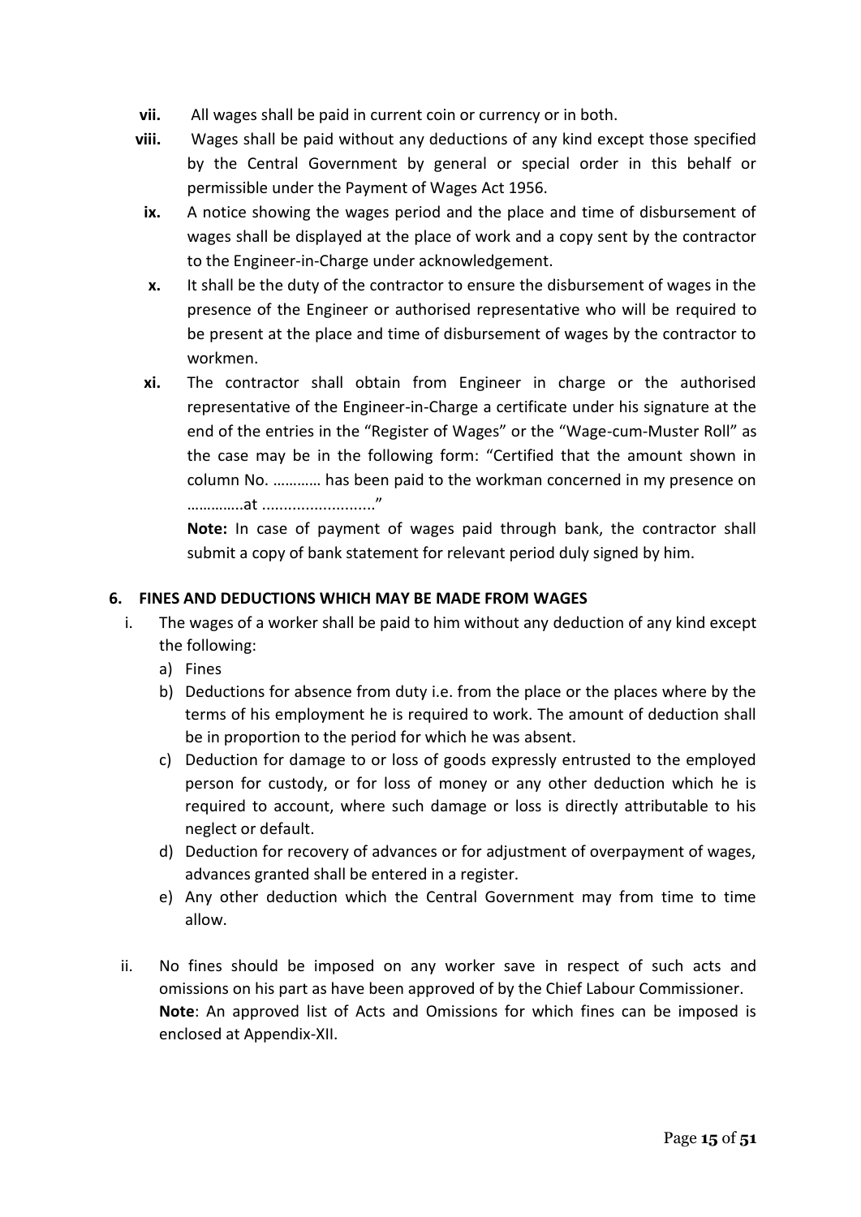- **vii.** All wages shall be paid in current coin or currency or in both.
- **viii.** Wages shall be paid without any deductions of any kind except those specified by the Central Government by general or special order in this behalf or permissible under the Payment of Wages Act 1956.
- **ix.** A notice showing the wages period and the place and time of disbursement of wages shall be displayed at the place of work and a copy sent by the contractor to the Engineer-in-Charge under acknowledgement.
- **x.** It shall be the duty of the contractor to ensure the disbursement of wages in the presence of the Engineer or authorised representative who will be required to be present at the place and time of disbursement of wages by the contractor to workmen.
- **xi.** The contractor shall obtain from Engineer in charge or the authorised representative of the Engineer-in-Charge a certificate under his signature at the end of the entries in the "Register of Wages" or the "Wage-cum-Muster Roll" as the case may be in the following form: "Certified that the amount shown in column No. ………… has been paid to the workman concerned in my presence on …………..at .........................."

  **Note:** In case of payment of wages paid through bank, the contractor shall submit a copy of bank statement for relevant period duly signed by him.

**6. FINES AND DEDUCTIONS WHICH MAY BE MADE FROM WAGES**

i. The wages of a worker shall be paid to him without any deduction of any kind except the following:

   a) Fines
   b) Deductions for absence from duty i.e. from the place or the places where by the terms of his employment he is required to work. The amount of deduction shall be in proportion to the period for which he was absent.
   c) Deduction for damage to or loss of goods expressly entrusted to the employed person for custody, or for loss of money or any other deduction which he is required to account, where such damage or loss is directly attributable to his neglect or default.
   d) Deduction for recovery of advances or for adjustment of overpayment of wages, advances granted shall be entered in a register.
   e) Any other deduction which the Central Government may from time to time allow.

ii. No fines should be imposed on any worker save in respect of such acts and omissions on his part as have been approved of by the Chief Labour Commissioner.

   **Note**: An approved list of Acts and Omissions for which fines can be imposed is enclosed at Appendix-XII.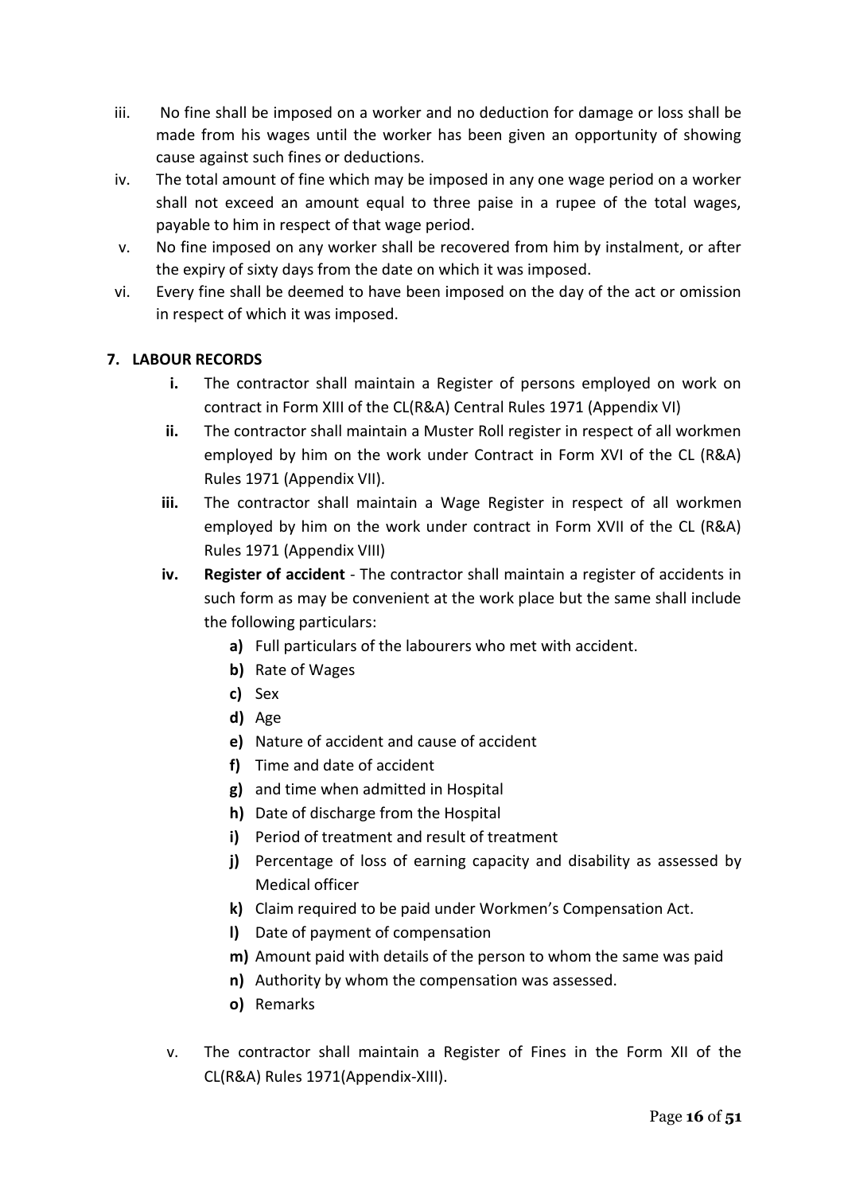iii. No fine shall be imposed on a worker and no deduction for damage or loss shall be made from his wages until the worker has been given an opportunity of showing cause against such fines or deductions.

iv. The total amount of fine which may be imposed in any one wage period on a worker shall not exceed an amount equal to three paise in a rupee of the total wages, payable to him in respect of that wage period.

v. No fine imposed on any worker shall be recovered from him by instalment, or after the expiry of sixty days from the date on which it was imposed.

vi. Every fine shall be deemed to have been imposed on the day of the act or omission in respect of which it was imposed.

**7. LABOUR RECORDS**

**i.** The contractor shall maintain a Register of persons employed on work on contract in Form XIII of the CL(R&A) Central Rules 1971 (Appendix VI)

**ii.** The contractor shall maintain a Muster Roll register in respect of all workmen employed by him on the work under Contract in Form XVI of the CL (R&A) Rules 1971 (Appendix VII).

**iii.** The contractor shall maintain a Wage Register in respect of all workmen employed by him on the work under contract in Form XVII of the CL (R&A) Rules 1971 (Appendix VIII)

**iv. Register of accident** - The contractor shall maintain a register of accidents in such form as may be convenient at the work place but the same shall include the following particulars:

**a)** Full particulars of the labourers who met with accident.
**b)** Rate of Wages
**c)** Sex
**d)** Age
**e)** Nature of accident and cause of accident
**f)** Time and date of accident
**g)** and time when admitted in Hospital
**h)** Date of discharge from the Hospital
**i)** Period of treatment and result of treatment
**j)** Percentage of loss of earning capacity and disability as assessed by Medical officer
**k)** Claim required to be paid under Workmen's Compensation Act.
**l)** Date of payment of compensation
**m)** Amount paid with details of the person to whom the same was paid
**n)** Authority by whom the compensation was assessed.
**o)** Remarks

v. The contractor shall maintain a Register of Fines in the Form XII of the CL(R&A) Rules 1971(Appendix-XIII).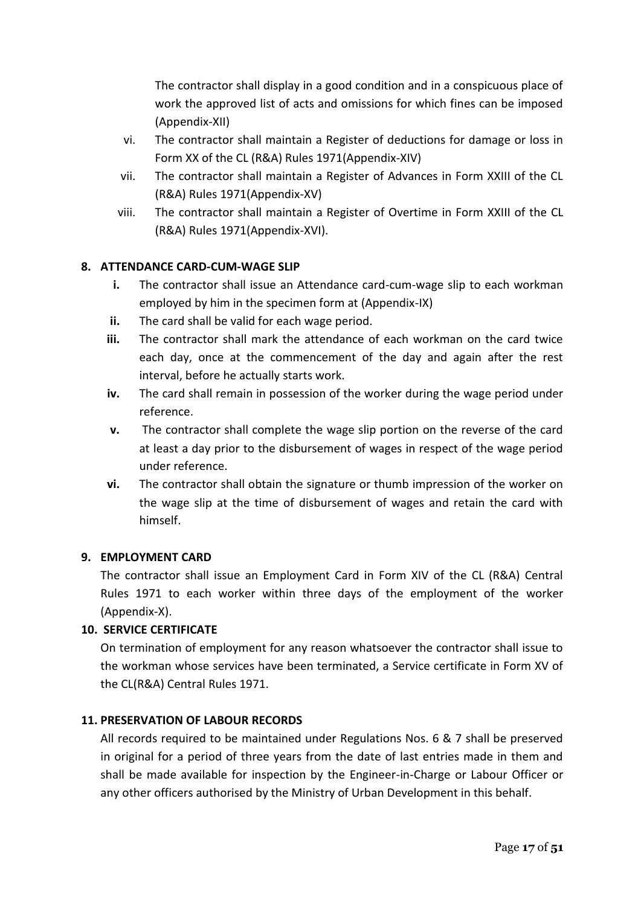The contractor shall display in a good condition and in a conspicuous place of work the approved list of acts and omissions for which fines can be imposed (Appendix-XII)

vi. The contractor shall maintain a Register of deductions for damage or loss in Form XX of the CL (R&A) Rules 1971(Appendix-XIV)

vii. The contractor shall maintain a Register of Advances in Form XXIII of the CL (R&A) Rules 1971(Appendix-XV)

viii. The contractor shall maintain a Register of Overtime in Form XXIII of the CL (R&A) Rules 1971(Appendix-XVI).

**8. ATTENDANCE CARD-CUM-WAGE SLIP**

**i.** The contractor shall issue an Attendance card-cum-wage slip to each workman employed by him in the specimen form at (Appendix-IX)

**ii.** The card shall be valid for each wage period.

**iii.** The contractor shall mark the attendance of each workman on the card twice each day, once at the commencement of the day and again after the rest interval, before he actually starts work.

**iv.** The card shall remain in possession of the worker during the wage period under reference.

**v.** The contractor shall complete the wage slip portion on the reverse of the card at least a day prior to the disbursement of wages in respect of the wage period under reference.

**vi.** The contractor shall obtain the signature or thumb impression of the worker on the wage slip at the time of disbursement of wages and retain the card with himself.

**9. EMPLOYMENT CARD**

The contractor shall issue an Employment Card in Form XIV of the CL (R&A) Central Rules 1971 to each worker within three days of the employment of the worker (Appendix-X).

**10. SERVICE CERTIFICATE**

On termination of employment for any reason whatsoever the contractor shall issue to the workman whose services have been terminated, a Service certificate in Form XV of the CL(R&A) Central Rules 1971.

**11. PRESERVATION OF LABOUR RECORDS**

All records required to be maintained under Regulations Nos. 6 & 7 shall be preserved in original for a period of three years from the date of last entries made in them and shall be made available for inspection by the Engineer-in-Charge or Labour Officer or any other officers authorised by the Ministry of Urban Development in this behalf.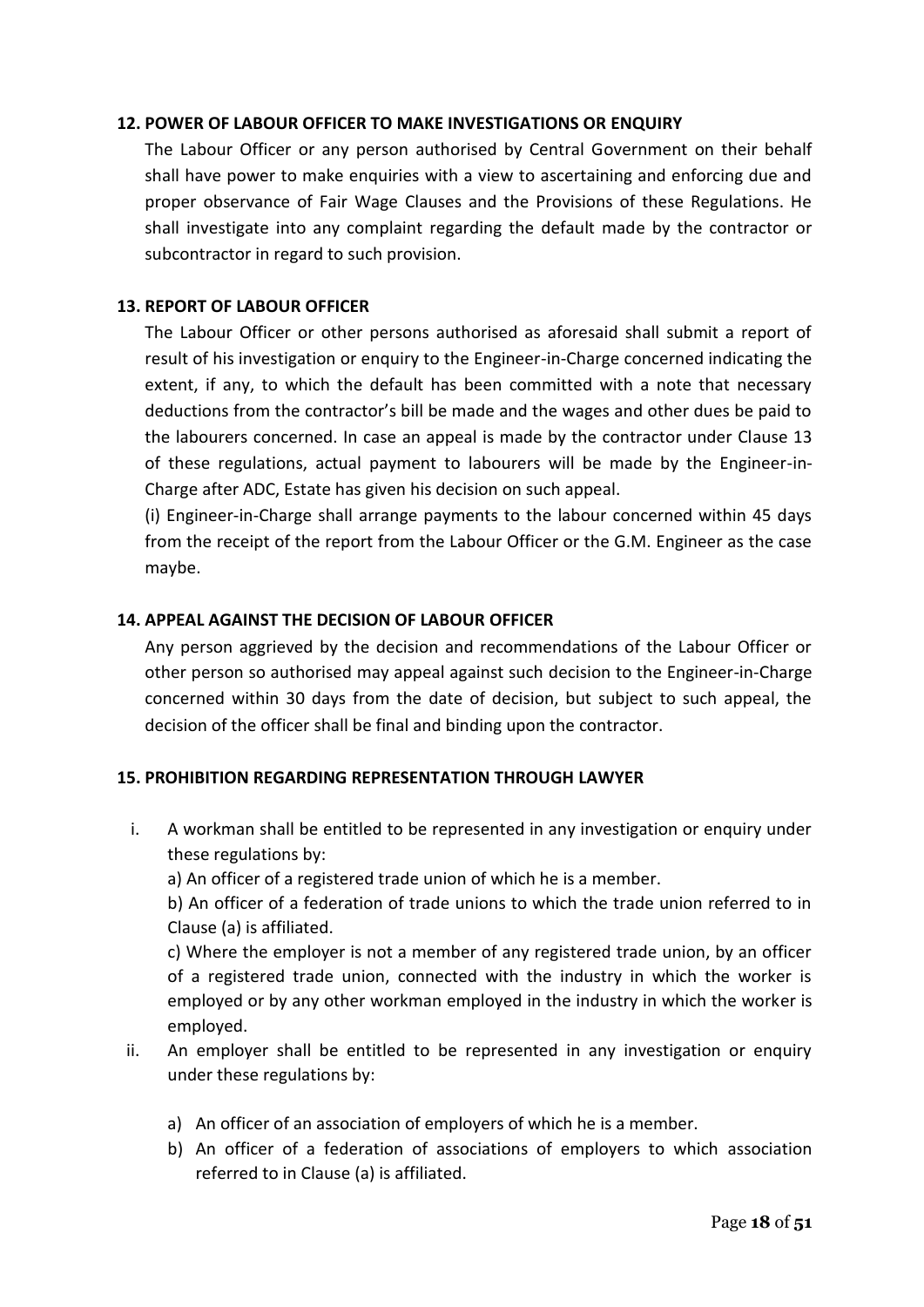**12. POWER OF LABOUR OFFICER TO MAKE INVESTIGATIONS OR ENQUIRY**

The Labour Officer or any person authorised by Central Government on their behalf shall have power to make enquiries with a view to ascertaining and enforcing due and proper observance of Fair Wage Clauses and the Provisions of these Regulations. He shall investigate into any complaint regarding the default made by the contractor or subcontractor in regard to such provision.

**13. REPORT OF LABOUR OFFICER**

The Labour Officer or other persons authorised as aforesaid shall submit a report of result of his investigation or enquiry to the Engineer-in-Charge concerned indicating the extent, if any, to which the default has been committed with a note that necessary deductions from the contractor's bill be made and the wages and other dues be paid to the labourers concerned. In case an appeal is made by the contractor under Clause 13 of these regulations, actual payment to labourers will be made by the Engineer-in-Charge after ADC, Estate has given his decision on such appeal.

(i) Engineer-in-Charge shall arrange payments to the labour concerned within 45 days from the receipt of the report from the Labour Officer or the G.M. Engineer as the case maybe.

**14. APPEAL AGAINST THE DECISION OF LABOUR OFFICER**

Any person aggrieved by the decision and recommendations of the Labour Officer or other person so authorised may appeal against such decision to the Engineer-in-Charge concerned within 30 days from the date of decision, but subject to such appeal, the decision of the officer shall be final and binding upon the contractor.

**15. PROHIBITION REGARDING REPRESENTATION THROUGH LAWYER**

i. A workman shall be entitled to be represented in any investigation or enquiry under these regulations by:

   a) An officer of a registered trade union of which he is a member.

   b) An officer of a federation of trade unions to which the trade union referred to in Clause (a) is affiliated.

   c) Where the employer is not a member of any registered trade union, by an officer of a registered trade union, connected with the industry in which the worker is employed or by any other workman employed in the industry in which the worker is employed.

ii. An employer shall be entitled to be represented in any investigation or enquiry under these regulations by:

   a) An officer of an association of employers of which he is a member.
   b) An officer of a federation of associations of employers to which association referred to in Clause (a) is affiliated.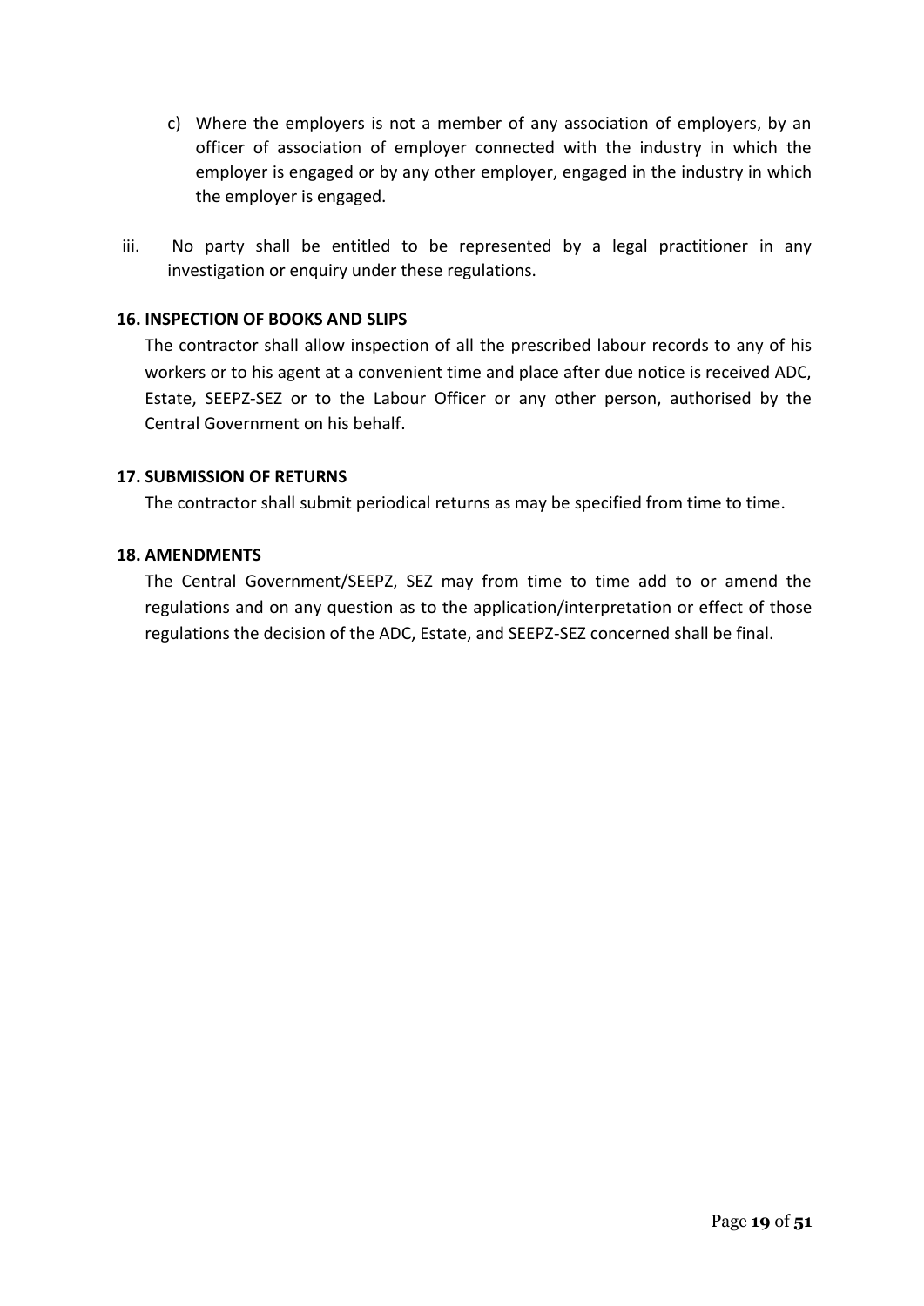c) Where the employers is not a member of any association of employers, by an officer of association of employer connected with the industry in which the employer is engaged or by any other employer, engaged in the industry in which the employer is engaged.

iii. No party shall be entitled to be represented by a legal practitioner in any investigation or enquiry under these regulations.

**16. INSPECTION OF BOOKS AND SLIPS**

The contractor shall allow inspection of all the prescribed labour records to any of his workers or to his agent at a convenient time and place after due notice is received ADC, Estate, SEEPZ-SEZ or to the Labour Officer or any other person, authorised by the Central Government on his behalf.

**17. SUBMISSION OF RETURNS**

The contractor shall submit periodical returns as may be specified from time to time.

**18. AMENDMENTS**

The Central Government/SEEPZ, SEZ may from time to time add to or amend the regulations and on any question as to the application/interpretation or effect of those regulations the decision of the ADC, Estate, and SEEPZ-SEZ concerned shall be final.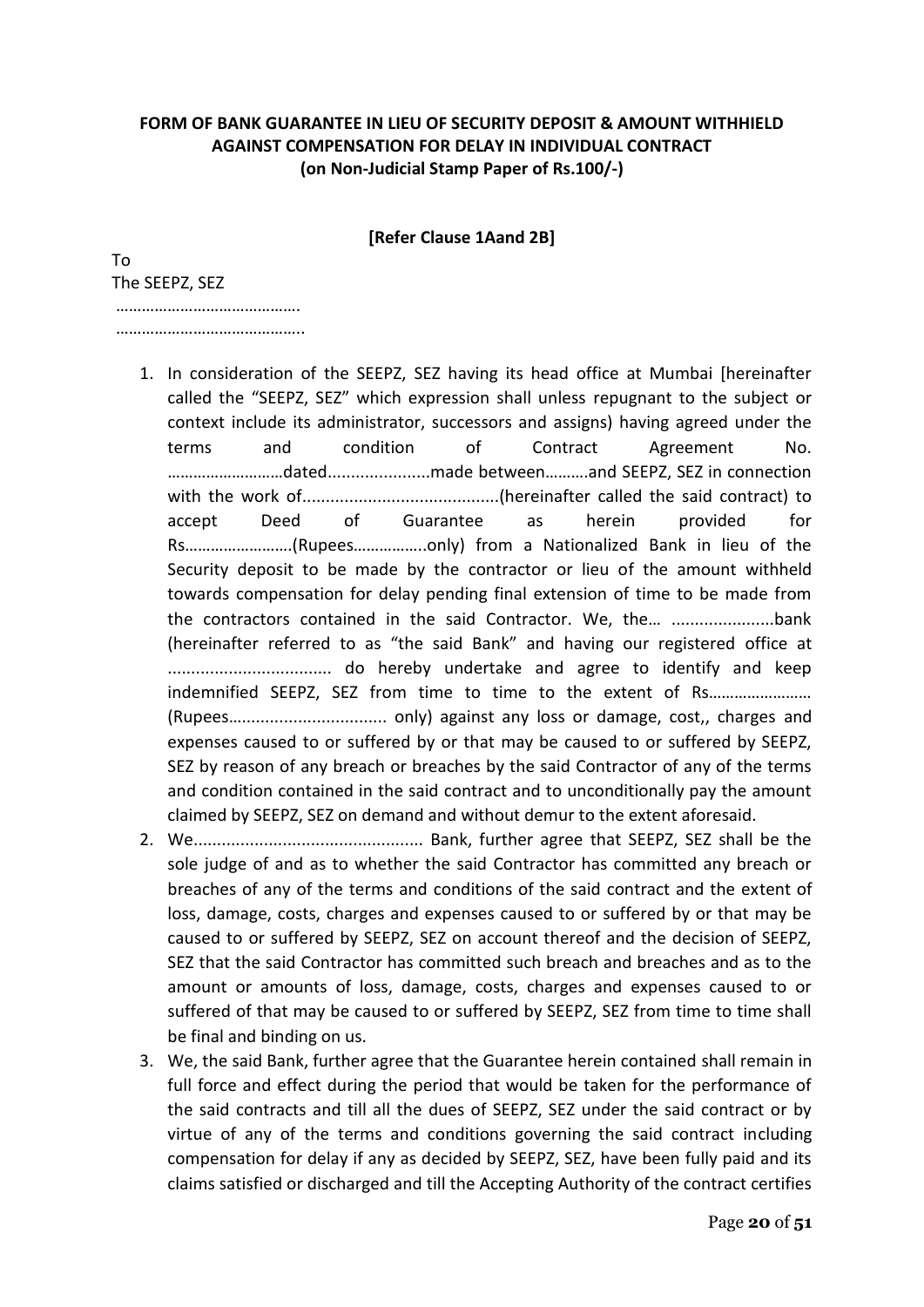**FORM OF BANK GUARANTEE IN LIEU OF SECURITY DEPOSIT & AMOUNT WITHHIELD AGAINST COMPENSATION FOR DELAY IN INDIVIDUAL CONTRACT**
**(on Non-Judicial Stamp Paper of Rs.100/-)**

**[Refer Clause 1Aand 2B]**

To
The SEEPZ, SEZ
…………………………………….
……………………………………..

1. In consideration of the SEEPZ, SEZ having its head office at Mumbai [hereinafter called the "SEEPZ, SEZ" which expression shall unless repugnant to the subject or context include its administrator, successors and assigns) having agreed under the terms and condition of Contract Agreement No. ………………………dated......................made between……….and SEEPZ, SEZ in connection with the work of..........................................(hereinafter called the said contract) to accept Deed of Guarantee as herein provided for Rs…………………….(Rupees……………..only) from a Nationalized Bank in lieu of the Security deposit to be made by the contractor or lieu of the amount withheld towards compensation for delay pending final extension of time to be made from the contractors contained in the said Contractor. We, the… .....................bank (hereinafter referred to as "the said Bank" and having our registered office at .................................. do hereby undertake and agree to identify and keep indemnified SEEPZ, SEZ from time to time to the extent of Rs…………………… (Rupees................................. only) against any loss or damage, cost,, charges and expenses caused to or suffered by or that may be caused to or suffered by SEEPZ, SEZ by reason of any breach or breaches by the said Contractor of any of the terms and condition contained in the said contract and to unconditionally pay the amount claimed by SEEPZ, SEZ on demand and without demur to the extent aforesaid.
2. We................................................ Bank, further agree that SEEPZ, SEZ shall be the sole judge of and as to whether the said Contractor has committed any breach or breaches of any of the terms and conditions of the said contract and the extent of loss, damage, costs, charges and expenses caused to or suffered by or that may be caused to or suffered by SEEPZ, SEZ on account thereof and the decision of SEEPZ, SEZ that the said Contractor has committed such breach and breaches and as to the amount or amounts of loss, damage, costs, charges and expenses caused to or suffered of that may be caused to or suffered by SEEPZ, SEZ from time to time shall be final and binding on us.
3. We, the said Bank, further agree that the Guarantee herein contained shall remain in full force and effect during the period that would be taken for the performance of the said contracts and till all the dues of SEEPZ, SEZ under the said contract or by virtue of any of the terms and conditions governing the said contract including compensation for delay if any as decided by SEEPZ, SEZ, have been fully paid and its claims satisfied or discharged and till the Accepting Authority of the contract certifies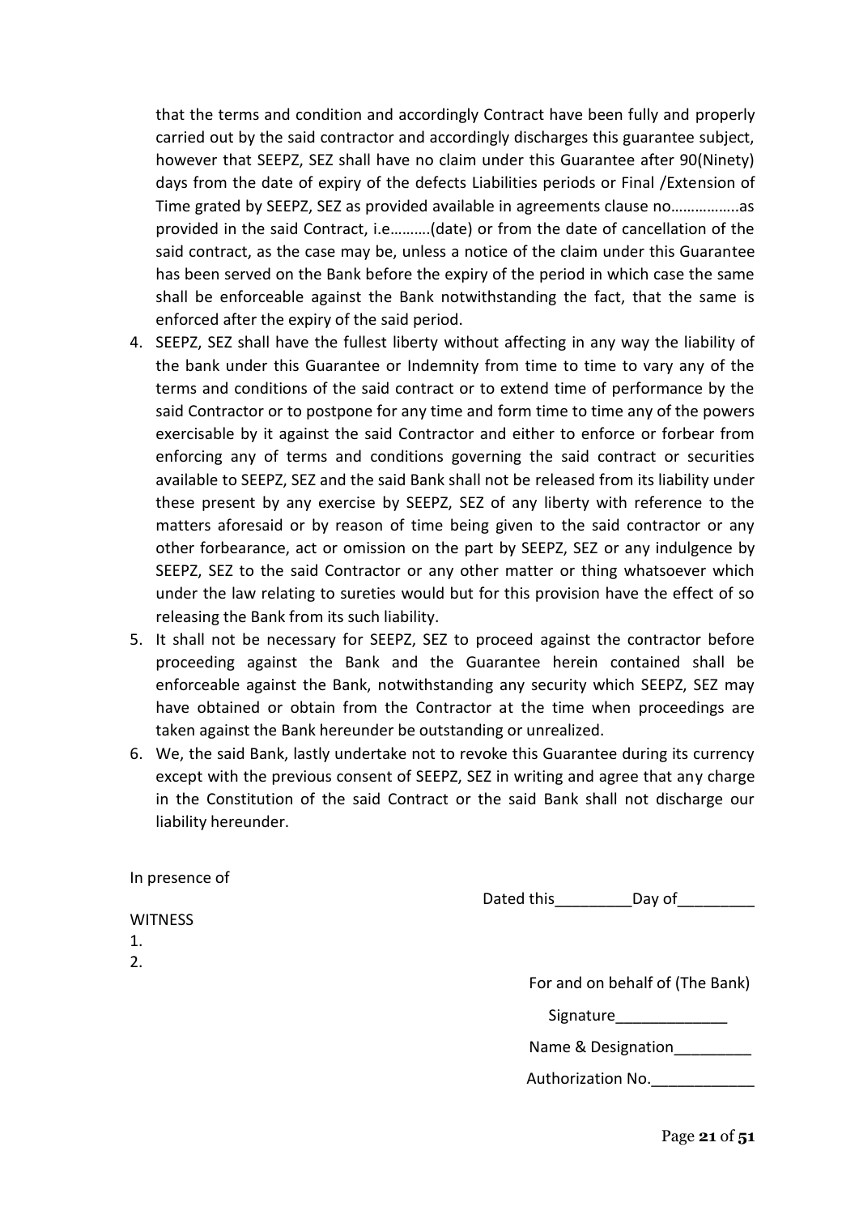that the terms and condition and accordingly Contract have been fully and properly carried out by the said contractor and accordingly discharges this guarantee subject, however that SEEPZ, SEZ shall have no claim under this Guarantee after 90(Ninety) days from the date of expiry of the defects Liabilities periods or Final /Extension of Time grated by SEEPZ, SEZ as provided available in agreements clause no…………….as provided in the said Contract, i.e……….(date) or from the date of cancellation of the said contract, as the case may be, unless a notice of the claim under this Guarantee has been served on the Bank before the expiry of the period in which case the same shall be enforceable against the Bank notwithstanding the fact, that the same is enforced after the expiry of the said period.

4. SEEPZ, SEZ shall have the fullest liberty without affecting in any way the liability of the bank under this Guarantee or Indemnity from time to time to vary any of the terms and conditions of the said contract or to extend time of performance by the said Contractor or to postpone for any time and form time to time any of the powers exercisable by it against the said Contractor and either to enforce or forbear from enforcing any of terms and conditions governing the said contract or securities available to SEEPZ, SEZ and the said Bank shall not be released from its liability under these present by any exercise by SEEPZ, SEZ of any liberty with reference to the matters aforesaid or by reason of time being given to the said contractor or any other forbearance, act or omission on the part by SEEPZ, SEZ or any indulgence by SEEPZ, SEZ to the said Contractor or any other matter or thing whatsoever which under the law relating to sureties would but for this provision have the effect of so releasing the Bank from its such liability.
5. It shall not be necessary for SEEPZ, SEZ to proceed against the contractor before proceeding against the Bank and the Guarantee herein contained shall be enforceable against the Bank, notwithstanding any security which SEEPZ, SEZ may have obtained or obtain from the Contractor at the time when proceedings are taken against the Bank hereunder be outstanding or unrealized.
6. We, the said Bank, lastly undertake not to revoke this Guarantee during its currency except with the previous consent of SEEPZ, SEZ in writing and agree that any charge in the Constitution of the said Contract or the said Bank shall not discharge our liability hereunder.

In presence of

Dated this_________Day of_________

WITNESS

1.
2.

For and on behalf of (The Bank)

Signature_____________

Name & Designation_________

Authorization No.____________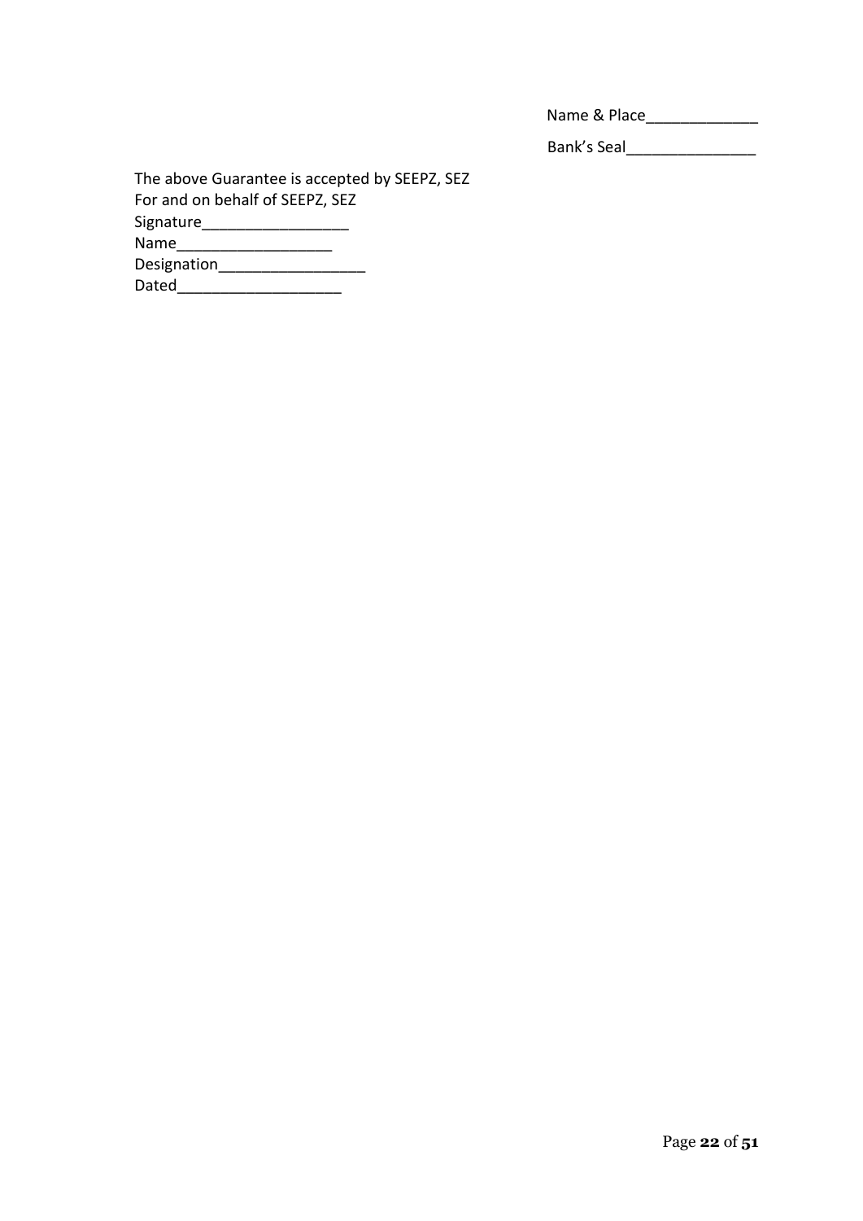Name & Place_____________

Bank's Seal_______________

The above Guarantee is accepted by SEEPZ, SEZ
For and on behalf of SEEPZ, SEZ
Signature_________________
Name__________________
Designation_________________
Dated___________________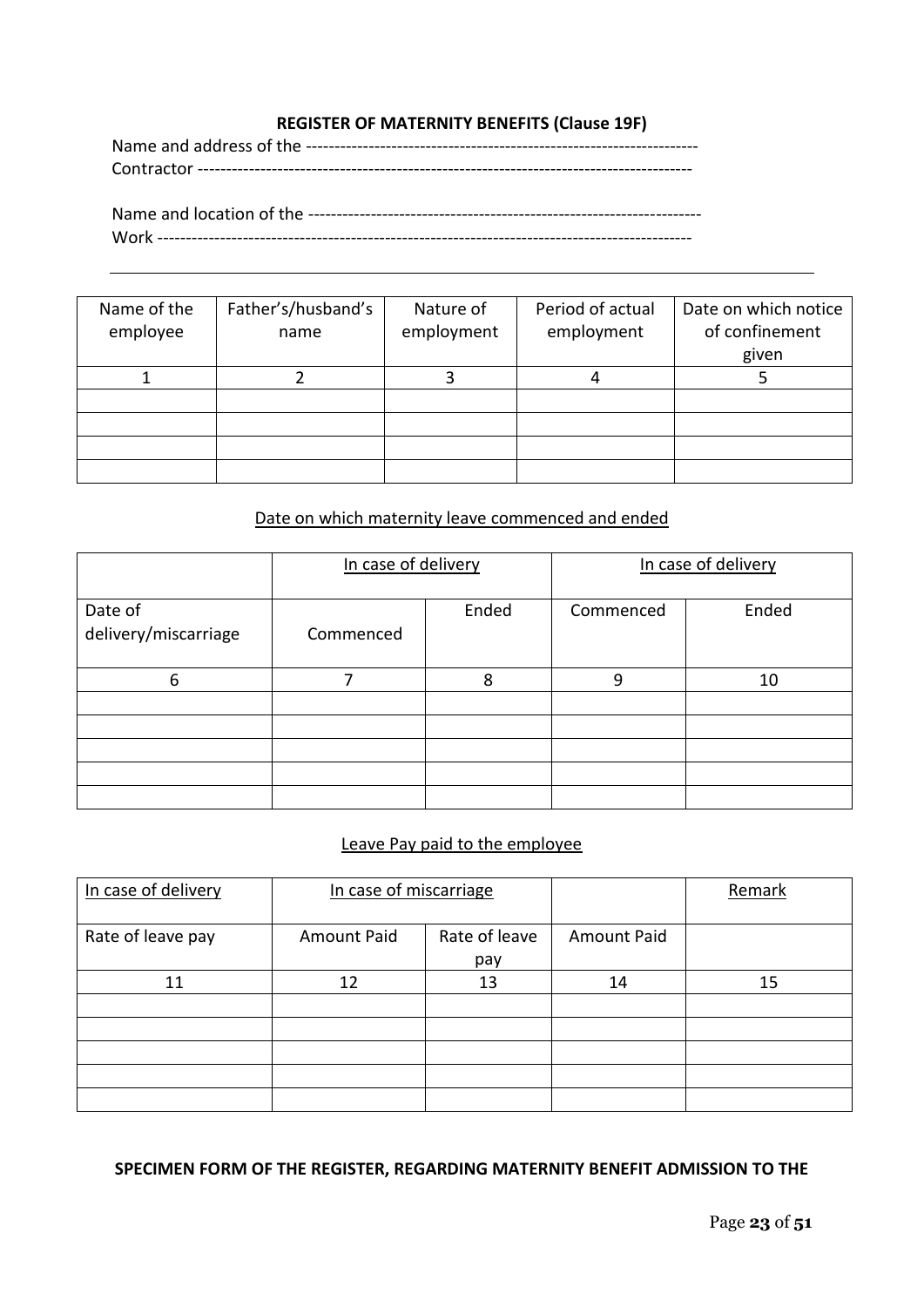**REGISTER OF MATERNITY BENEFITS (Clause 19F)**

Name and address of the -------------------------------------------------------------------
Contractor ------------------------------------------------------------------------------------

Name and location of the -------------------------------------------------------------------
Work ------------------------------------------------------------------------------------------

| Name of the employee | Father's/husband's name | Nature of employment | Period of actual employment | Date on which notice of confinement given |
|---|---|---|---|---|
| 1 | 2 | 3 | 4 | 5 |
| | | | | |
| | | | | |
| | | | | |
| | | | | |

Date on which maternity leave commenced and ended

| | In case of delivery | | In case of delivery | |
|---|---|---|---|---|
| Date of delivery/miscarriage | Commenced | Ended | Commenced | Ended |
| 6 | 7 | 8 | 9 | 10 |
| | | | | |
| | | | | |
| | | | | |
| | | | | |
| | | | | |

Leave Pay paid to the employee

| In case of delivery | In case of miscarriage | | | Remark |
|---|---|---|---|---|
| Rate of leave pay | Amount Paid | Rate of leave pay | Amount Paid | |
| 11 | 12 | 13 | 14 | 15 |
| | | | | |
| | | | | |
| | | | | |
| | | | | |
| | | | | |

**SPECIMEN FORM OF THE REGISTER, REGARDING MATERNITY BENEFIT ADMISSION TO THE**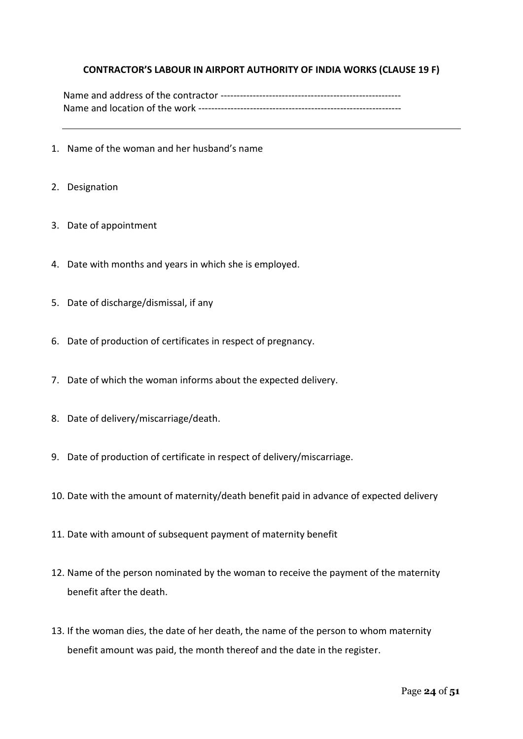**CONTRACTOR'S LABOUR IN AIRPORT AUTHORITY OF INDIA WORKS (CLAUSE 19 F)**

Name and address of the contractor --------------------------------------------------------
Name and location of the work ---------------------------------------------------------------

---

1. Name of the woman and her husband's name
2. Designation
3. Date of appointment
4. Date with months and years in which she is employed.
5. Date of discharge/dismissal, if any
6. Date of production of certificates in respect of pregnancy.
7. Date of which the woman informs about the expected delivery.
8. Date of delivery/miscarriage/death.
9. Date of production of certificate in respect of delivery/miscarriage.
10. Date with the amount of maternity/death benefit paid in advance of expected delivery
11. Date with amount of subsequent payment of maternity benefit
12. Name of the person nominated by the woman to receive the payment of the maternity benefit after the death.
13. If the woman dies, the date of her death, the name of the person to whom maternity benefit amount was paid, the month thereof and the date in the register.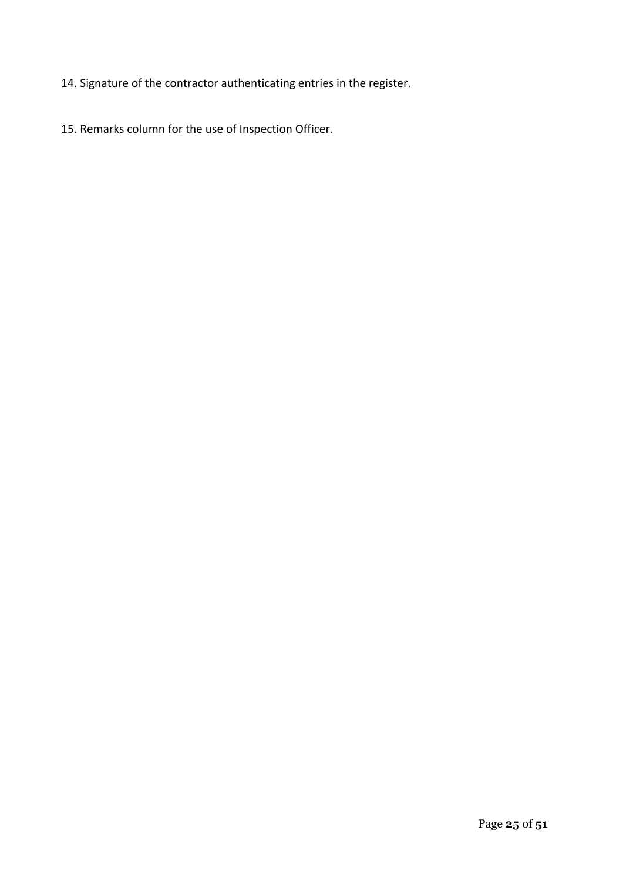14. Signature of the contractor authenticating entries in the register.

15. Remarks column for the use of Inspection Officer.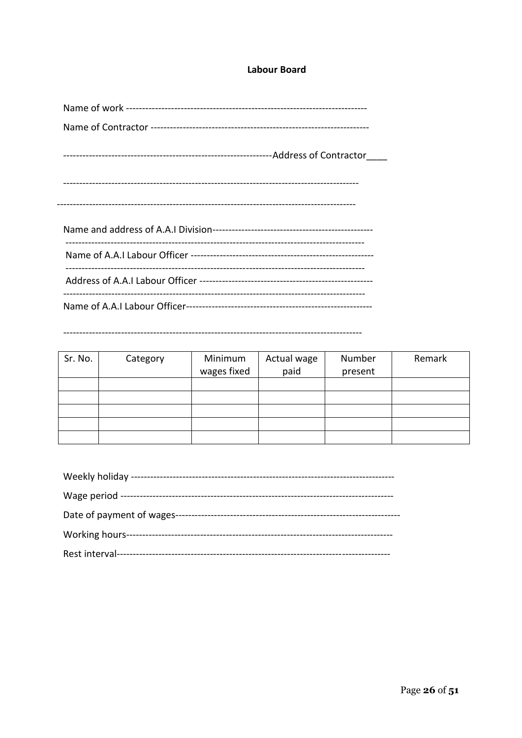**Labour Board**

Name of work --------------------------------------------------------------------------

Name of Contractor ------------------------------------------------------------------

---------------------------------------------------------------Address of Contractor____

-------------------------------------------------------------------------------------------

-------------------------------------------------------------------------------------------

Name and address of A.A.I Division-------------------------------------------------

-------------------------------------------------------------------------------------------

Name of A.A.I Labour Officer --------------------------------------------------------

-------------------------------------------------------------------------------------------

Address of A.A.I Labour Officer -----------------------------------------------------

-------------------------------------------------------------------------------------------

Name of A.A.I Labour Officer--------------------------------------------------------

-------------------------------------------------------------------------------------------

| Sr. No. | Category | Minimum wages fixed | Actual wage paid | Number present | Remark |
|---|---|---|---|---|---|
| | | | | | |
| | | | | | |
| | | | | | |
| | | | | | |
| | | | | | |

Weekly holiday --------------------------------------------------------------------------------

Wage period -----------------------------------------------------------------------------------

Date of payment of wages--------------------------------------------------------------------

Working hours----------------------------------------------------------------------------------

Rest interval-----------------------------------------------------------------------------------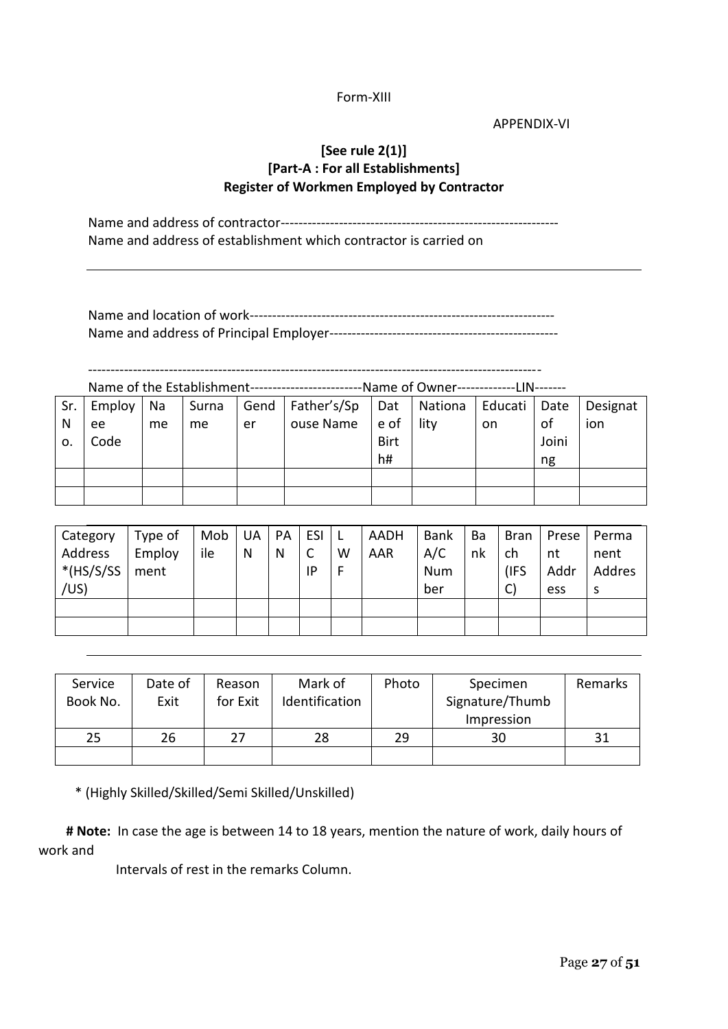Form-XIII

APPENDIX-VI

**[See rule 2(1)]**
**[Part-A : For all Establishments]**
**Register of Workmen Employed by Contractor**

Name and address of contractor-------------------------------------------------------------
Name and address of establishment which contractor is carried on

---

Name and location of work-------------------------------------------------------------------
Name and address of Principal Employer--------------------------------------------------

---------------------------------------------------------------------------------------------------
Name of the Establishment-------------------------Name of Owner-------------LIN-------

| Sr. No. | Employee Code | Name | Surname | Gender | Father's/Spouse Name | Date of Birth# | Nationality | Education | Date of Joining | Designation |
|---|---|---|---|---|---|---|---|---|---|---|
| | | | | | | | | | | |
| | | | | | | | | | | |

| Category Address *(HS/S/SS/US) | Type of Employment | Mobile | UAN | PAN | ESIC IP | LWF | AADHAAR | Bank A/C Number | Bank | Branch (IFSC) | Present Address | Permanent Address |
|---|---|---|---|---|---|---|---|---|---|---|---|---|
| | | | | | | | | | | | | |
| | | | | | | | | | | | | |

| Service Book No. | Date of Exit | Reason for Exit | Mark of Identification | Photo | Specimen Signature/Thumb Impression | Remarks |
|---|---|---|---|---|---|---|
| 25 | 26 | 27 | 28 | 29 | 30 | 31 |
| | | | | | | |

* (Highly Skilled/Skilled/Semi Skilled/Unskilled)

**# Note:** In case the age is between 14 to 18 years, mention the nature of work, daily hours of work and Intervals of rest in the remarks Column.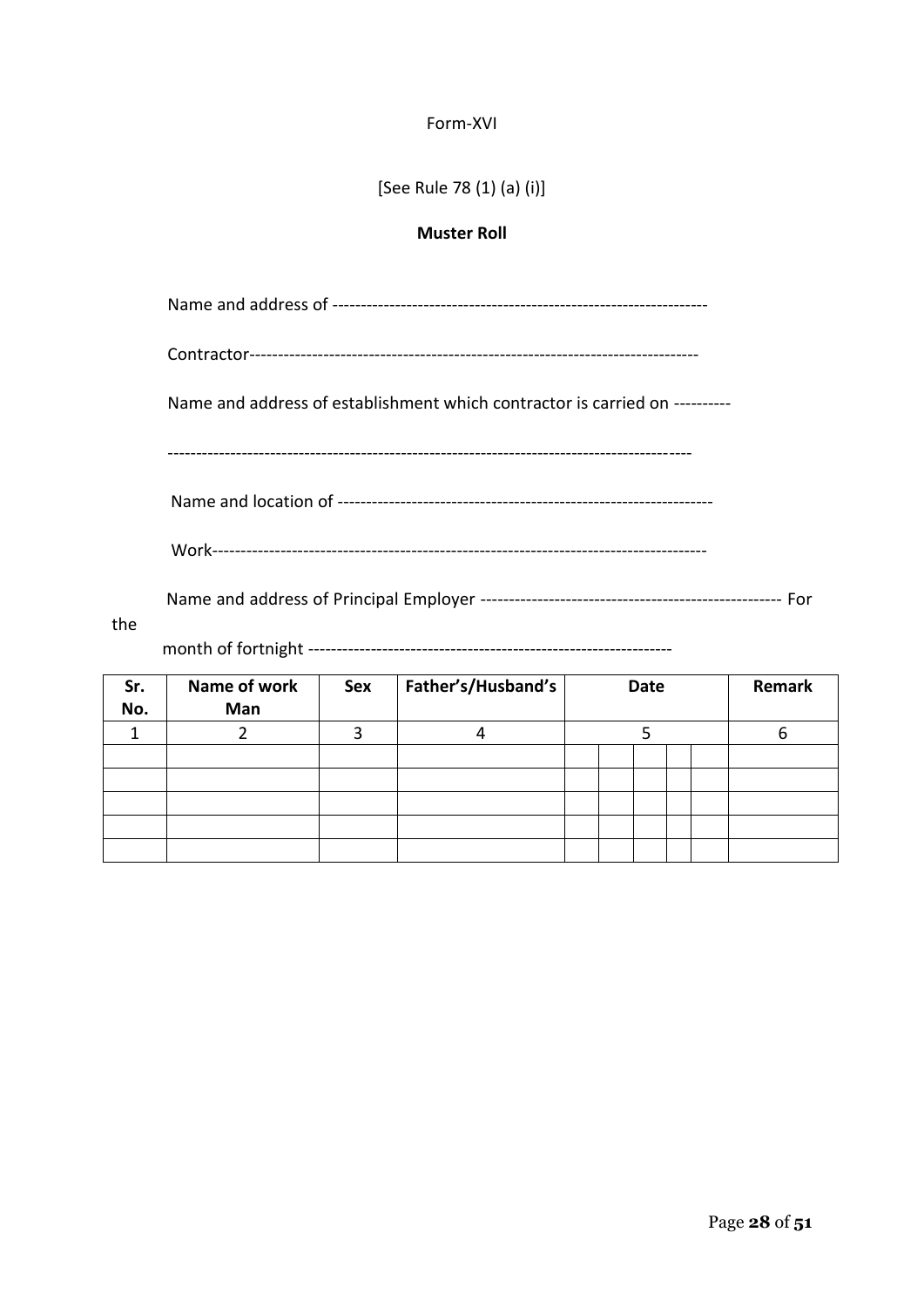Form-XVI

[See Rule 78 (1) (a) (i)]

**Muster Roll**

Name and address of -----------------------------------------------------------------

Contractor------------------------------------------------------------------------------

Name and address of establishment which contractor is carried on ----------

------------------------------------------------------------------------------------------

Name and location of -----------------------------------------------------------------

Work-------------------------------------------------------------------------------------

Name and address of Principal Employer ---------------------------------------------------- For the

month of fortnight ----------------------------------------------------------------

| Sr. No. | Name of work Man | Sex | Father's/Husband's | Date | | | | | Remark |
|---|---|---|---|---|---|---|---|---|---|
| 1 | 2 | 3 | 4 | 5 | | | | | 6 |
| | | | | | | | | | |
| | | | | | | | | | |
| | | | | | | | | | |
| | | | | | | | | | |
| | | | | | | | | | |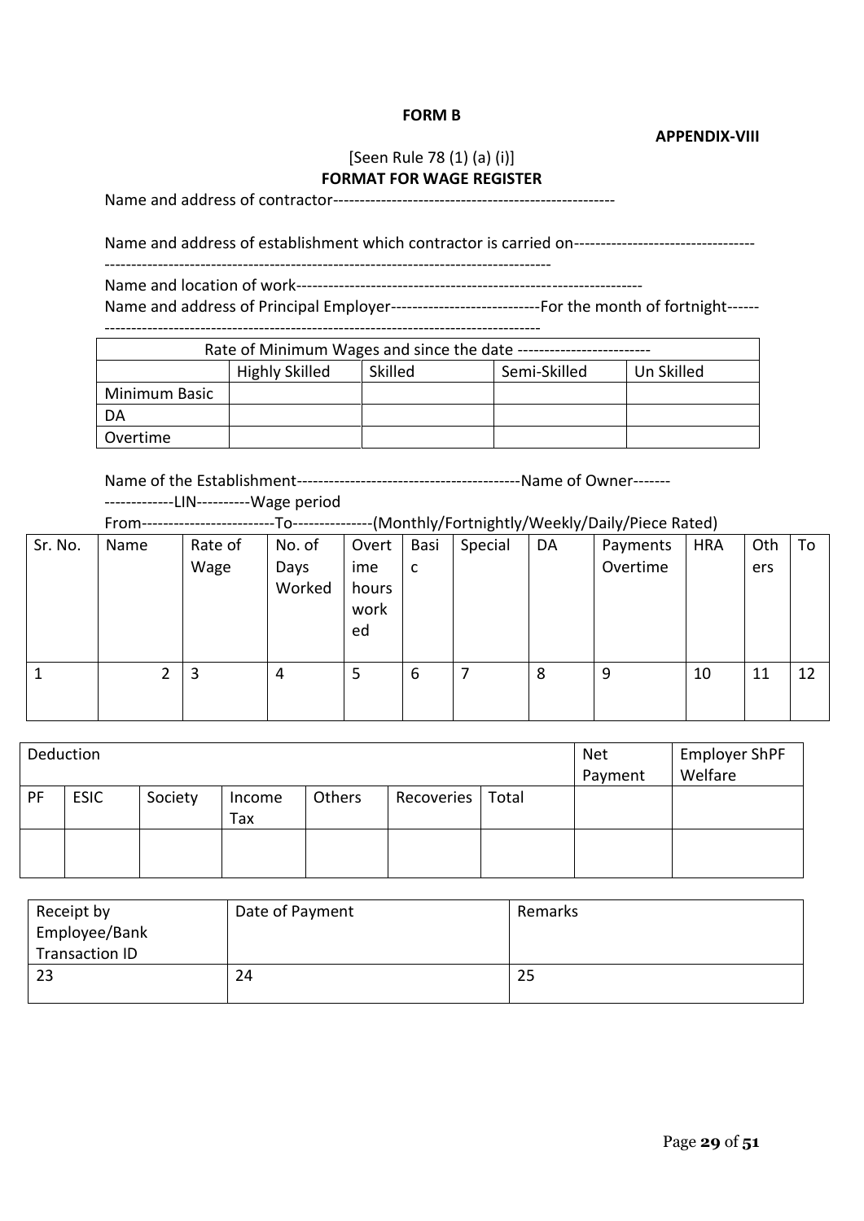**FORM B**

**APPENDIX-VIII**

[Seen Rule 78 (1) (a) (i)]

**FORMAT FOR WAGE REGISTER**

Name and address of contractor----------------------------------------------------

Name and address of establishment which contractor is carried on---------------------------------
--------------------------------------------------------------------------------

Name and location of work---------------------------------------------------------------

Name and address of Principal Employer---------------------------For the month of fortnight------
-------------------------------------------------------------------------------

| Rate of Minimum Wages and since the date ------------------------ | | | | |
|---|---|---|---|---|
| | Highly Skilled | Skilled | Semi-Skilled | Un Skilled |
| Minimum Basic | | | | |
| DA | | | | |
| Overtime | | | | |

Name of the Establishment-----------------------------------------Name of Owner-------
-------------LIN----------Wage period
From------------------------To---------------(Monthly/Fortnightly/Weekly/Daily/Piece Rated)

| Sr. No. | Name | Rate of Wage | No. of Days Worked | Overtime hours worked | Basic | Special | DA | Payments Overtime | HRA | Others | To |
|---|---|---|---|---|---|---|---|---|---|---|---|
| 1 | 2 | 3 | 4 | 5 | 6 | 7 | 8 | 9 | 10 | 11 | 12 |

| Deduction | | | | | | | Net Payment | Employer ShPF Welfare |
|---|---|---|---|---|---|---|---|---|
| PF | ESIC | Society | Income Tax | Others | Recoveries | Total | | |
| | | | | | | | | |

| Receipt by Employee/Bank Transaction ID | Date of Payment | Remarks |
|---|---|---|
| 23 | 24 | 25 |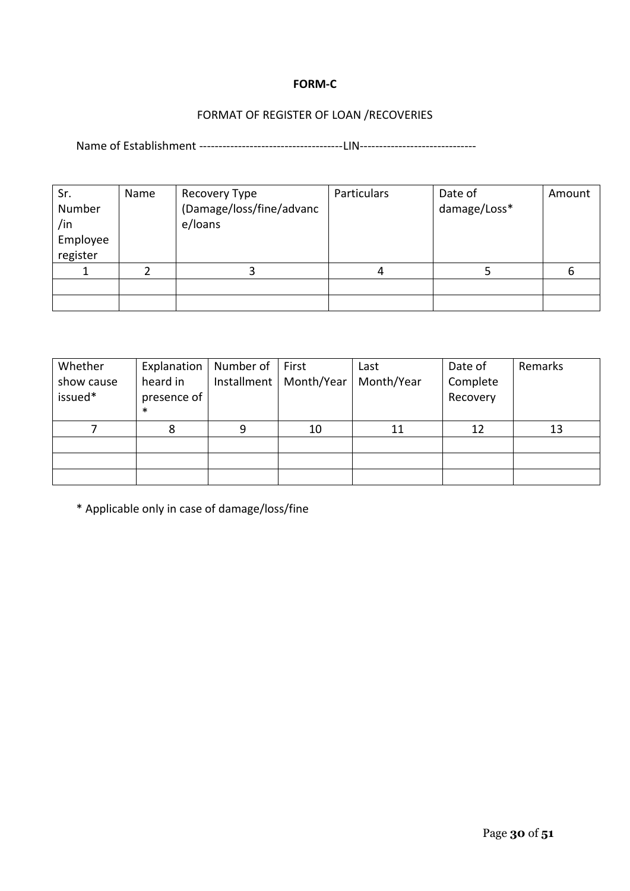**FORM-C**

FORMAT OF REGISTER OF LOAN /RECOVERIES

Name of Establishment ------------------------------------LIN-----------------------------

| Sr. Number /in Employee register | Name | Recovery Type (Damage/loss/fine/advance/loans | Particulars | Date of damage/Loss* | Amount |
|---|---|---|---|---|---|
| 1 | 2 | 3 | 4 | 5 | 6 |
| | | | | | |
| | | | | | |

| Whether show cause issued* | Explanation heard in presence of * | Number of Installment | First Month/Year | Last Month/Year | Date of Complete Recovery | Remarks |
|---|---|---|---|---|---|---|
| 7 | 8 | 9 | 10 | 11 | 12 | 13 |
| | | | | | | |
| | | | | | | |
| | | | | | | |

* Applicable only in case of damage/loss/fine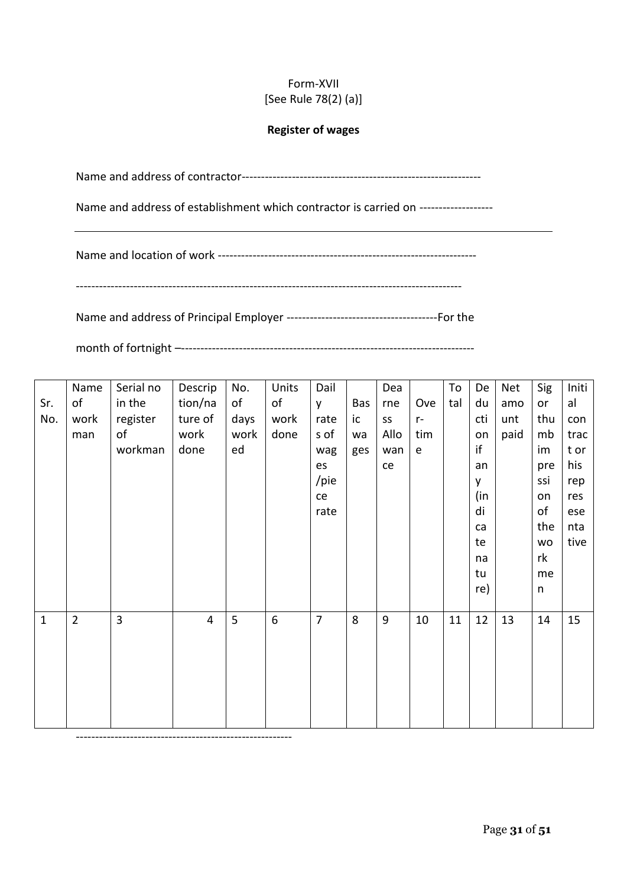Form-XVII
[See Rule 78(2) (a)]

**Register of wages**

Name and address of contractor-------------------------------------------------------------

Name and address of establishment which contractor is carried on -------------------

Name and location of work -----------------------------------------------------------------

----------------------------------------------------------------------------------------------------

Name and address of Principal Employer --------------------------------------For the

month of fortnight –--------------------------------------------------------------------------

| Sr. No. | Name of work man | Serial no in the register of workman | Description/nature of work done | No. of days worked | Units of work done | Daily rates of wages /piece rate | Basic wages | Dearness Allowance | Over-time | Total | Deduction if any (indicate nature) | Net amount paid | Sig or thumb impression of the workmen | Initial contract or his representative |
|---|---|---|---|---|---|---|---|---|---|---|---|---|---|---|
| 1 | 2 | 3 | 4 | 5 | 6 | 7 | 8 | 9 | 10 | 11 | 12 | 13 | 14 | 15 |
| | | | | | | | | | | | | | | |

--------------------------------------------------------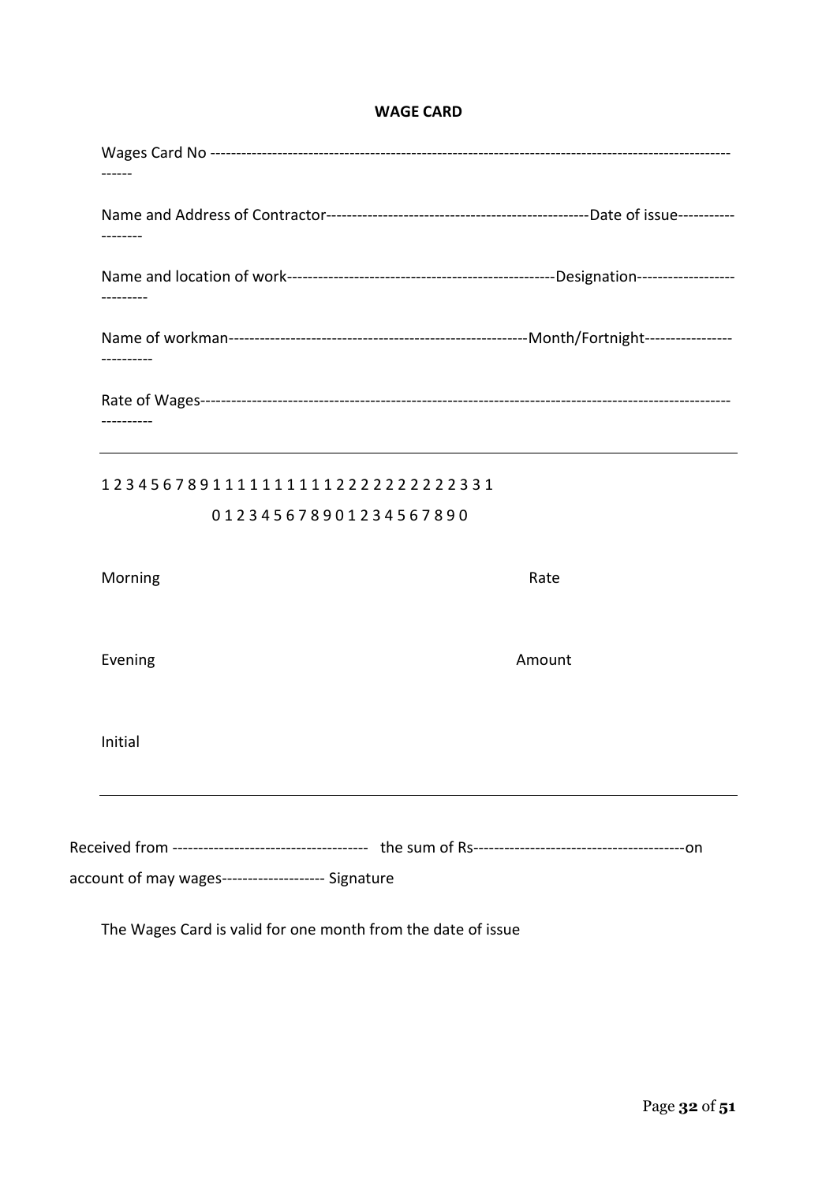**WAGE CARD**

Wages Card No ------------------------------------------------------------------------------------------------------

Name and Address of Contractor--------------------------------------------------Date of issue------------------

Name and location of work---------------------------------------------------Designation---------------------------

Name of workman---------------------------------------------------------Month/Fortnight--------------------------

Rate of Wages------------------------------------------------------------------------------------------------------------

---

1 2 3 4 5 6 7 8 9 1 1 1 1 1 1 1 1 1 1 2 2 2 2 2 2 2 2 2 2 3 3 1

0 1 2 3 4 5 6 7 8 9 0 1 2 3 4 5 6 7 8 9 0

Morning Rate

Evening Amount

Initial

---

Received from -------------------------------------- the sum of Rs-----------------------------------------on account of may wages-------------------- Signature

The Wages Card is valid for one month from the date of issue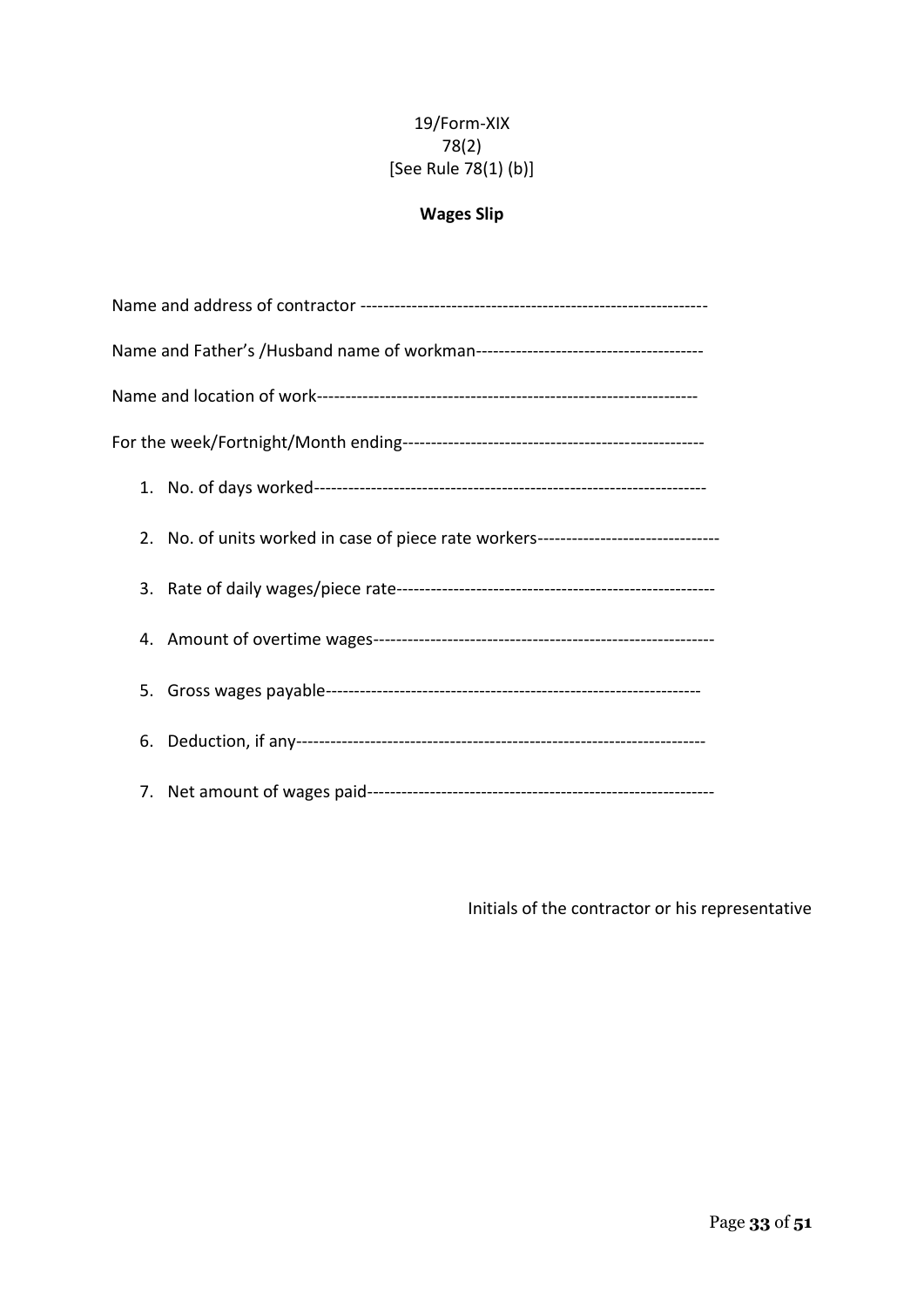19/Form-XIX

78(2)

[See Rule 78(1) (b)]

**Wages Slip**

Name and address of contractor ------------------------------------------------------------

Name and Father's /Husband name of workman---------------------------------------

Name and location of work-----------------------------------------------------------------

For the week/Fortnight/Month ending----------------------------------------------------

1. No. of days worked--------------------------------------------------------------------
2. No. of units worked in case of piece rate workers--------------------------------
3. Rate of daily wages/piece rate-------------------------------------------------------
4. Amount of overtime wages-----------------------------------------------------------
5. Gross wages payable-----------------------------------------------------------------
6. Deduction, if any----------------------------------------------------------------------
7. Net amount of wages paid-------------------------------------------------------------

Initials of the contractor or his representative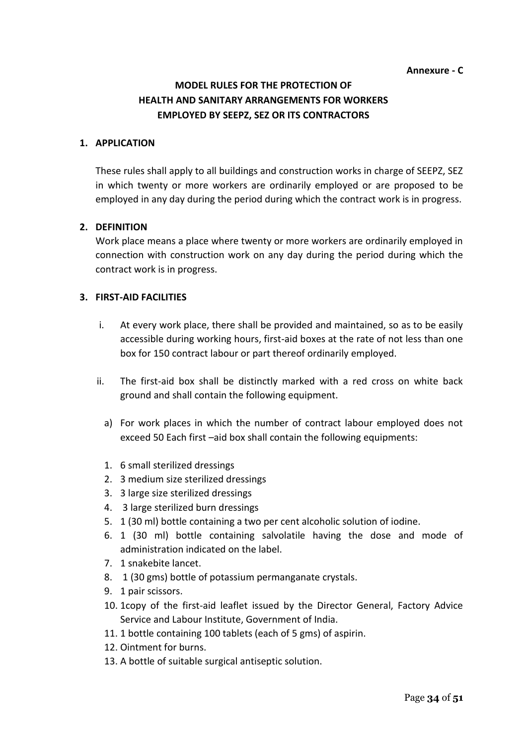**Annexure - C**

# MODEL RULES FOR THE PROTECTION OF HEALTH AND SANITARY ARRANGEMENTS FOR WORKERS EMPLOYED BY SEEPZ, SEZ OR ITS CONTRACTORS

## 1. APPLICATION

These rules shall apply to all buildings and construction works in charge of SEEPZ, SEZ in which twenty or more workers are ordinarily employed or are proposed to be employed in any day during the period during which the contract work is in progress.

## 2. DEFINITION

Work place means a place where twenty or more workers are ordinarily employed in connection with construction work on any day during the period during which the contract work is in progress.

## 3. FIRST-AID FACILITIES

i. At every work place, there shall be provided and maintained, so as to be easily accessible during working hours, first-aid boxes at the rate of not less than one box for 150 contract labour or part thereof ordinarily employed.

ii. The first-aid box shall be distinctly marked with a red cross on white back ground and shall contain the following equipment.

a) For work places in which the number of contract labour employed does not exceed 50 Each first –aid box shall contain the following equipments:

1. 6 small sterilized dressings
2. 3 medium size sterilized dressings
3. 3 large size sterilized dressings
4. 3 large sterilized burn dressings
5. 1 (30 ml) bottle containing a two per cent alcoholic solution of iodine.
6. 1 (30 ml) bottle containing salvolatile having the dose and mode of administration indicated on the label.
7. 1 snakebite lancet.
8. 1 (30 gms) bottle of potassium permanganate crystals.
9. 1 pair scissors.
10. 1copy of the first-aid leaflet issued by the Director General, Factory Advice Service and Labour Institute, Government of India.
11. 1 bottle containing 100 tablets (each of 5 gms) of aspirin.
12. Ointment for burns.
13. A bottle of suitable surgical antiseptic solution.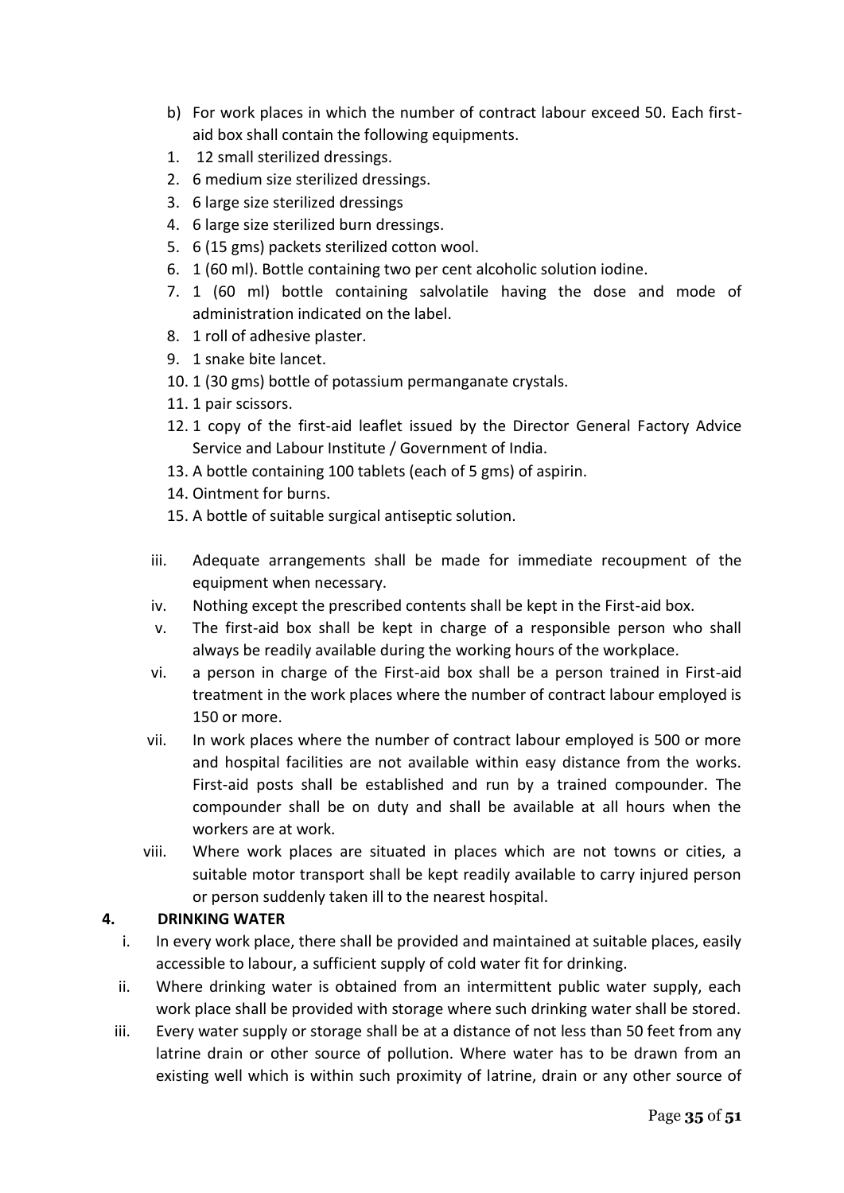b) For work places in which the number of contract labour exceed 50. Each first-aid box shall contain the following equipments.

1. 12 small sterilized dressings.
2. 6 medium size sterilized dressings.
3. 6 large size sterilized dressings
4. 6 large size sterilized burn dressings.
5. 6 (15 gms) packets sterilized cotton wool.
6. 1 (60 ml). Bottle containing two per cent alcoholic solution iodine.
7. 1 (60 ml) bottle containing salvolatile having the dose and mode of administration indicated on the label.
8. 1 roll of adhesive plaster.
9. 1 snake bite lancet.
10. 1 (30 gms) bottle of potassium permanganate crystals.
11. 1 pair scissors.
12. 1 copy of the first-aid leaflet issued by the Director General Factory Advice Service and Labour Institute / Government of India.
13. A bottle containing 100 tablets (each of 5 gms) of aspirin.
14. Ointment for burns.
15. A bottle of suitable surgical antiseptic solution.

iii. Adequate arrangements shall be made for immediate recoupment of the equipment when necessary.

iv. Nothing except the prescribed contents shall be kept in the First-aid box.

v. The first-aid box shall be kept in charge of a responsible person who shall always be readily available during the working hours of the workplace.

vi. a person in charge of the First-aid box shall be a person trained in First-aid treatment in the work places where the number of contract labour employed is 150 or more.

vii. In work places where the number of contract labour employed is 500 or more and hospital facilities are not available within easy distance from the works. First-aid posts shall be established and run by a trained compounder. The compounder shall be on duty and shall be available at all hours when the workers are at work.

viii. Where work places are situated in places which are not towns or cities, a suitable motor transport shall be kept readily available to carry injured person or person suddenly taken ill to the nearest hospital.

**4. DRINKING WATER**

i. In every work place, there shall be provided and maintained at suitable places, easily accessible to labour, a sufficient supply of cold water fit for drinking.

ii. Where drinking water is obtained from an intermittent public water supply, each work place shall be provided with storage where such drinking water shall be stored.

iii. Every water supply or storage shall be at a distance of not less than 50 feet from any latrine drain or other source of pollution. Where water has to be drawn from an existing well which is within such proximity of latrine, drain or any other source of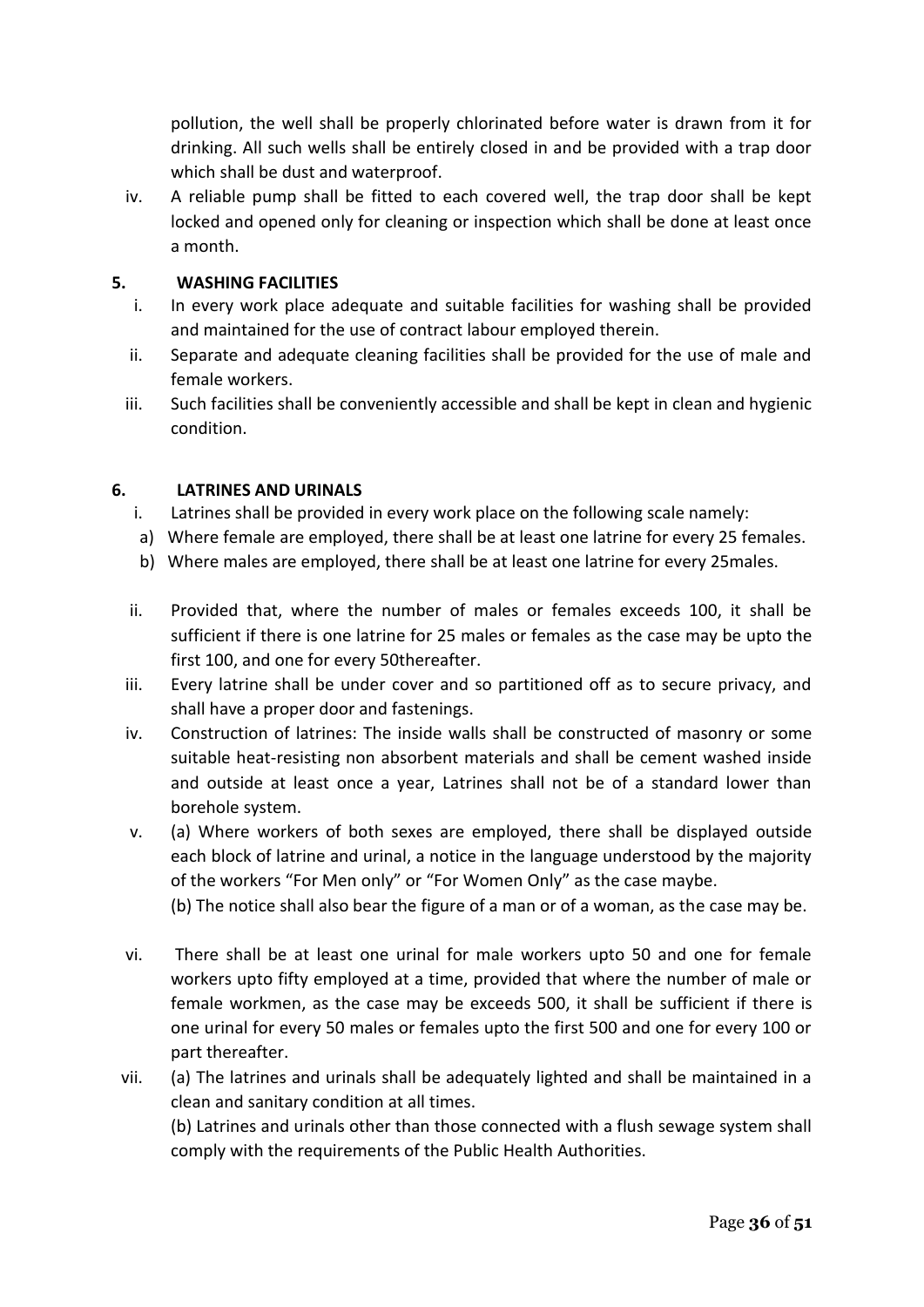pollution, the well shall be properly chlorinated before water is drawn from it for drinking. All such wells shall be entirely closed in and be provided with a trap door which shall be dust and waterproof.

iv. A reliable pump shall be fitted to each covered well, the trap door shall be kept locked and opened only for cleaning or inspection which shall be done at least once a month.

## 5. WASHING FACILITIES

i. In every work place adequate and suitable facilities for washing shall be provided and maintained for the use of contract labour employed therein.

ii. Separate and adequate cleaning facilities shall be provided for the use of male and female workers.

iii. Such facilities shall be conveniently accessible and shall be kept in clean and hygienic condition.

## 6. LATRINES AND URINALS

i. Latrines shall be provided in every work place on the following scale namely:

a) Where female are employed, there shall be at least one latrine for every 25 females.

b) Where males are employed, there shall be at least one latrine for every 25males.

ii. Provided that, where the number of males or females exceeds 100, it shall be sufficient if there is one latrine for 25 males or females as the case may be upto the first 100, and one for every 50thereafter.

iii. Every latrine shall be under cover and so partitioned off as to secure privacy, and shall have a proper door and fastenings.

iv. Construction of latrines: The inside walls shall be constructed of masonry or some suitable heat-resisting non absorbent materials and shall be cement washed inside and outside at least once a year, Latrines shall not be of a standard lower than borehole system.

v. (a) Where workers of both sexes are employed, there shall be displayed outside each block of latrine and urinal, a notice in the language understood by the majority of the workers "For Men only" or "For Women Only" as the case maybe.

(b) The notice shall also bear the figure of a man or of a woman, as the case may be.

vi. There shall be at least one urinal for male workers upto 50 and one for female workers upto fifty employed at a time, provided that where the number of male or female workmen, as the case may be exceeds 500, it shall be sufficient if there is one urinal for every 50 males or females upto the first 500 and one for every 100 or part thereafter.

vii. (a) The latrines and urinals shall be adequately lighted and shall be maintained in a clean and sanitary condition at all times.

(b) Latrines and urinals other than those connected with a flush sewage system shall comply with the requirements of the Public Health Authorities.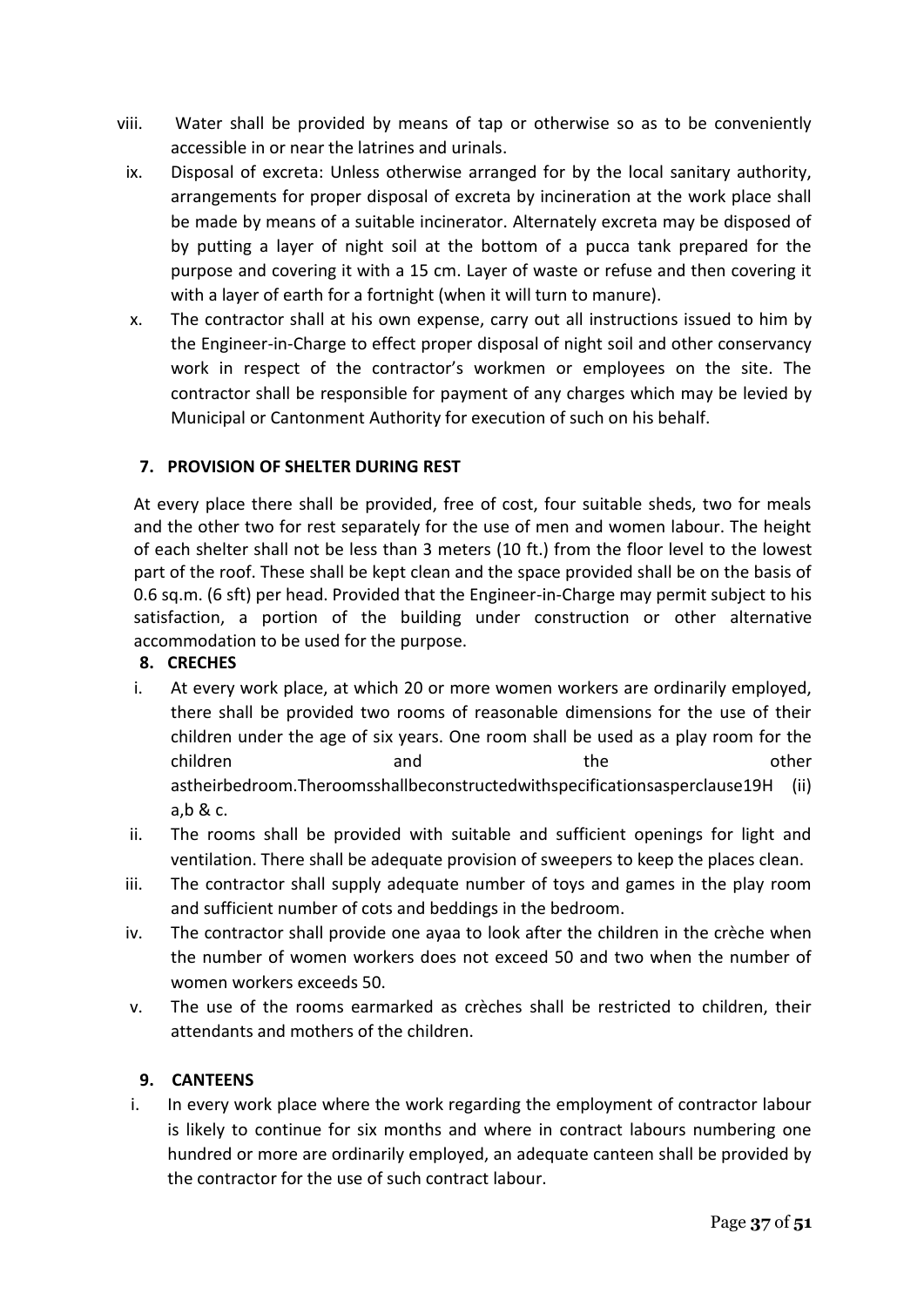viii. Water shall be provided by means of tap or otherwise so as to be conveniently accessible in or near the latrines and urinals.

ix. Disposal of excreta: Unless otherwise arranged for by the local sanitary authority, arrangements for proper disposal of excreta by incineration at the work place shall be made by means of a suitable incinerator. Alternately excreta may be disposed of by putting a layer of night soil at the bottom of a pucca tank prepared for the purpose and covering it with a 15 cm. Layer of waste or refuse and then covering it with a layer of earth for a fortnight (when it will turn to manure).

x. The contractor shall at his own expense, carry out all instructions issued to him by the Engineer-in-Charge to effect proper disposal of night soil and other conservancy work in respect of the contractor's workmen or employees on the site. The contractor shall be responsible for payment of any charges which may be levied by Municipal or Cantonment Authority for execution of such on his behalf.

**7. PROVISION OF SHELTER DURING REST**

At every place there shall be provided, free of cost, four suitable sheds, two for meals and the other two for rest separately for the use of men and women labour. The height of each shelter shall not be less than 3 meters (10 ft.) from the floor level to the lowest part of the roof. These shall be kept clean and the space provided shall be on the basis of 0.6 sq.m. (6 sft) per head. Provided that the Engineer-in-Charge may permit subject to his satisfaction, a portion of the building under construction or other alternative accommodation to be used for the purpose.

**8. CRECHES**

i. At every work place, at which 20 or more women workers are ordinarily employed, there shall be provided two rooms of reasonable dimensions for the use of their children under the age of six years. One room shall be used as a play room for the children and the other astheirbedroom.Theroomsshallbeconstructedwithspecificationsasperclause19H (ii) a,b & c.

ii. The rooms shall be provided with suitable and sufficient openings for light and ventilation. There shall be adequate provision of sweepers to keep the places clean.

iii. The contractor shall supply adequate number of toys and games in the play room and sufficient number of cots and beddings in the bedroom.

iv. The contractor shall provide one ayaa to look after the children in the crèche when the number of women workers does not exceed 50 and two when the number of women workers exceeds 50.

v. The use of the rooms earmarked as crèches shall be restricted to children, their attendants and mothers of the children.

**9. CANTEENS**

i. In every work place where the work regarding the employment of contractor labour is likely to continue for six months and where in contract labours numbering one hundred or more are ordinarily employed, an adequate canteen shall be provided by the contractor for the use of such contract labour.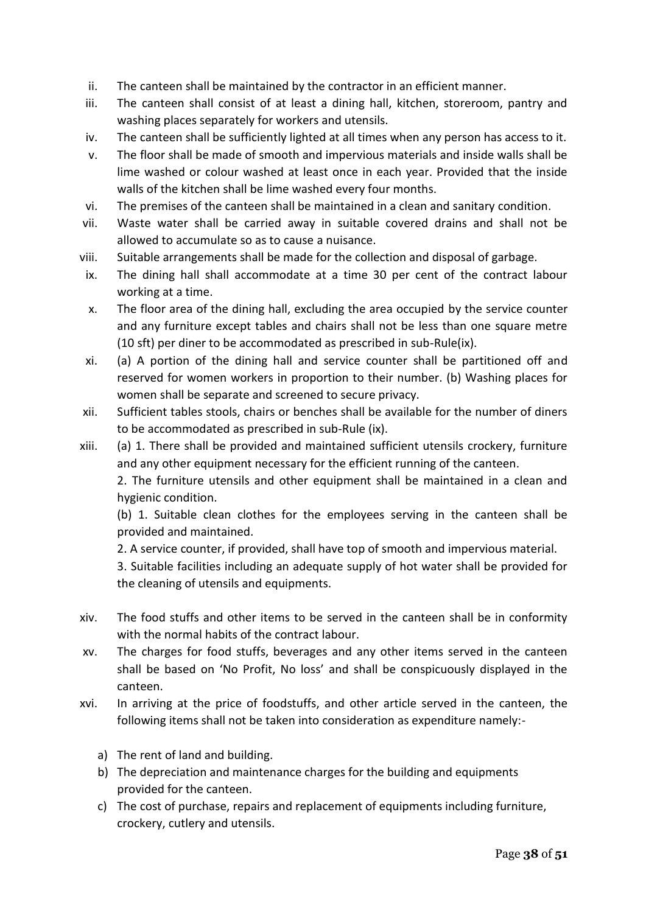ii. The canteen shall be maintained by the contractor in an efficient manner.

iii. The canteen shall consist of at least a dining hall, kitchen, storeroom, pantry and washing places separately for workers and utensils.

iv. The canteen shall be sufficiently lighted at all times when any person has access to it.

v. The floor shall be made of smooth and impervious materials and inside walls shall be lime washed or colour washed at least once in each year. Provided that the inside walls of the kitchen shall be lime washed every four months.

vi. The premises of the canteen shall be maintained in a clean and sanitary condition.

vii. Waste water shall be carried away in suitable covered drains and shall not be allowed to accumulate so as to cause a nuisance.

viii. Suitable arrangements shall be made for the collection and disposal of garbage.

ix. The dining hall shall accommodate at a time 30 per cent of the contract labour working at a time.

x. The floor area of the dining hall, excluding the area occupied by the service counter and any furniture except tables and chairs shall not be less than one square metre (10 sft) per diner to be accommodated as prescribed in sub-Rule(ix).

xi. (a) A portion of the dining hall and service counter shall be partitioned off and reserved for women workers in proportion to their number. (b) Washing places for women shall be separate and screened to secure privacy.

xii. Sufficient tables stools, chairs or benches shall be available for the number of diners to be accommodated as prescribed in sub-Rule (ix).

xiii. (a) 1. There shall be provided and maintained sufficient utensils crockery, furniture and any other equipment necessary for the efficient running of the canteen.

2. The furniture utensils and other equipment shall be maintained in a clean and hygienic condition.

(b) 1. Suitable clean clothes for the employees serving in the canteen shall be provided and maintained.

2. A service counter, if provided, shall have top of smooth and impervious material.

3. Suitable facilities including an adequate supply of hot water shall be provided for the cleaning of utensils and equipments.

xiv. The food stuffs and other items to be served in the canteen shall be in conformity with the normal habits of the contract labour.

xv. The charges for food stuffs, beverages and any other items served in the canteen shall be based on 'No Profit, No loss' and shall be conspicuously displayed in the canteen.

xvi. In arriving at the price of foodstuffs, and other article served in the canteen, the following items shall not be taken into consideration as expenditure namely:-

a) The rent of land and building.
b) The depreciation and maintenance charges for the building and equipments provided for the canteen.
c) The cost of purchase, repairs and replacement of equipments including furniture, crockery, cutlery and utensils.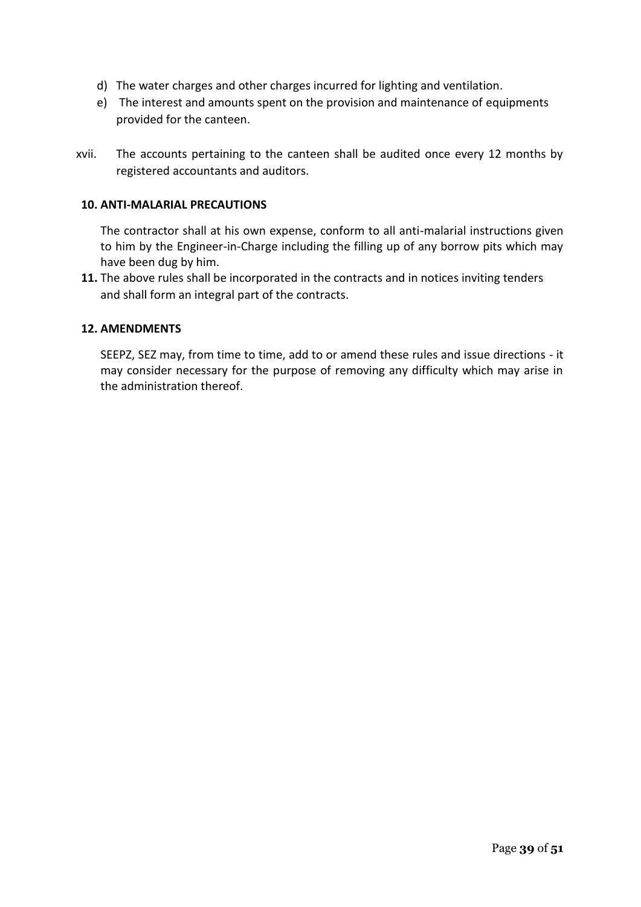d) The water charges and other charges incurred for lighting and ventilation.

e) The interest and amounts spent on the provision and maintenance of equipments provided for the canteen.

xvii. The accounts pertaining to the canteen shall be audited once every 12 months by registered accountants and auditors.

**10. ANTI-MALARIAL PRECAUTIONS**

The contractor shall at his own expense, conform to all anti-malarial instructions given to him by the Engineer-in-Charge including the filling up of any borrow pits which may have been dug by him.

**11.** The above rules shall be incorporated in the contracts and in notices inviting tenders and shall form an integral part of the contracts.

**12. AMENDMENTS**

SEEPZ, SEZ may, from time to time, add to or amend these rules and issue directions - it may consider necessary for the purpose of removing any difficulty which may arise in the administration thereof.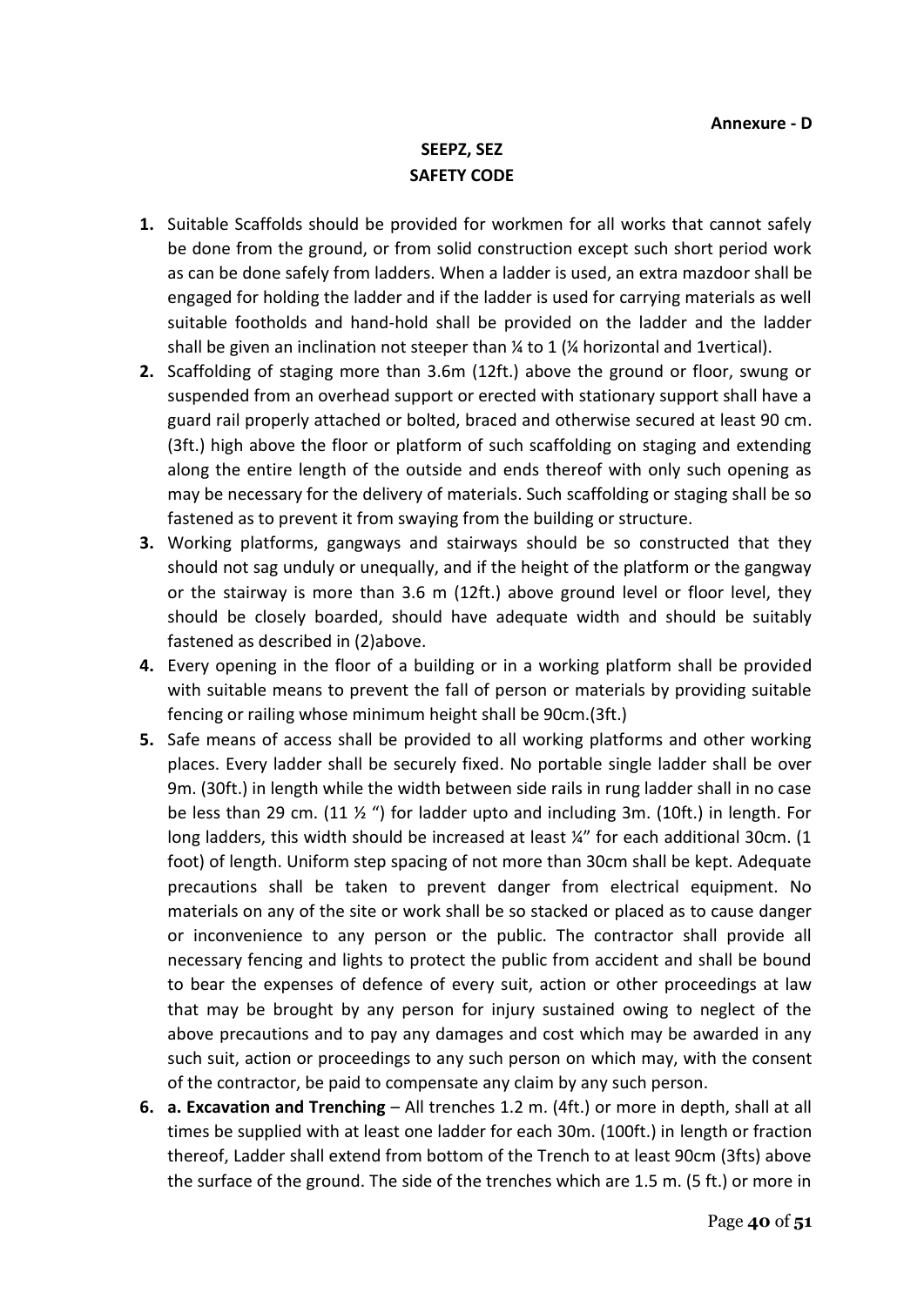**Annexure - D**

# SEEPZ, SEZ
# SAFETY CODE

1. Suitable Scaffolds should be provided for workmen for all works that cannot safely be done from the ground, or from solid construction except such short period work as can be done safely from ladders. When a ladder is used, an extra mazdoor shall be engaged for holding the ladder and if the ladder is used for carrying materials as well suitable footholds and hand-hold shall be provided on the ladder and the ladder shall be given an inclination not steeper than ¼ to 1 (¼ horizontal and 1vertical).
2. Scaffolding of staging more than 3.6m (12ft.) above the ground or floor, swung or suspended from an overhead support or erected with stationary support shall have a guard rail properly attached or bolted, braced and otherwise secured at least 90 cm. (3ft.) high above the floor or platform of such scaffolding on staging and extending along the entire length of the outside and ends thereof with only such opening as may be necessary for the delivery of materials. Such scaffolding or staging shall be so fastened as to prevent it from swaying from the building or structure.
3. Working platforms, gangways and stairways should be so constructed that they should not sag unduly or unequally, and if the height of the platform or the gangway or the stairway is more than 3.6 m (12ft.) above ground level or floor level, they should be closely boarded, should have adequate width and should be suitably fastened as described in (2)above.
4. Every opening in the floor of a building or in a working platform shall be provided with suitable means to prevent the fall of person or materials by providing suitable fencing or railing whose minimum height shall be 90cm.(3ft.)
5. Safe means of access shall be provided to all working platforms and other working places. Every ladder shall be securely fixed. No portable single ladder shall be over 9m. (30ft.) in length while the width between side rails in rung ladder shall in no case be less than 29 cm. (11 ½ ") for ladder upto and including 3m. (10ft.) in length. For long ladders, this width should be increased at least ¼" for each additional 30cm. (1 foot) of length. Uniform step spacing of not more than 30cm shall be kept. Adequate precautions shall be taken to prevent danger from electrical equipment. No materials on any of the site or work shall be so stacked or placed as to cause danger or inconvenience to any person or the public. The contractor shall provide all necessary fencing and lights to protect the public from accident and shall be bound to bear the expenses of defence of every suit, action or other proceedings at law that may be brought by any person for injury sustained owing to neglect of the above precautions and to pay any damages and cost which may be awarded in any such suit, action or proceedings to any such person on which may, with the consent of the contractor, be paid to compensate any claim by any such person.
6. **a. Excavation and Trenching** – All trenches 1.2 m. (4ft.) or more in depth, shall at all times be supplied with at least one ladder for each 30m. (100ft.) in length or fraction thereof, Ladder shall extend from bottom of the Trench to at least 90cm (3fts) above the surface of the ground. The side of the trenches which are 1.5 m. (5 ft.) or more in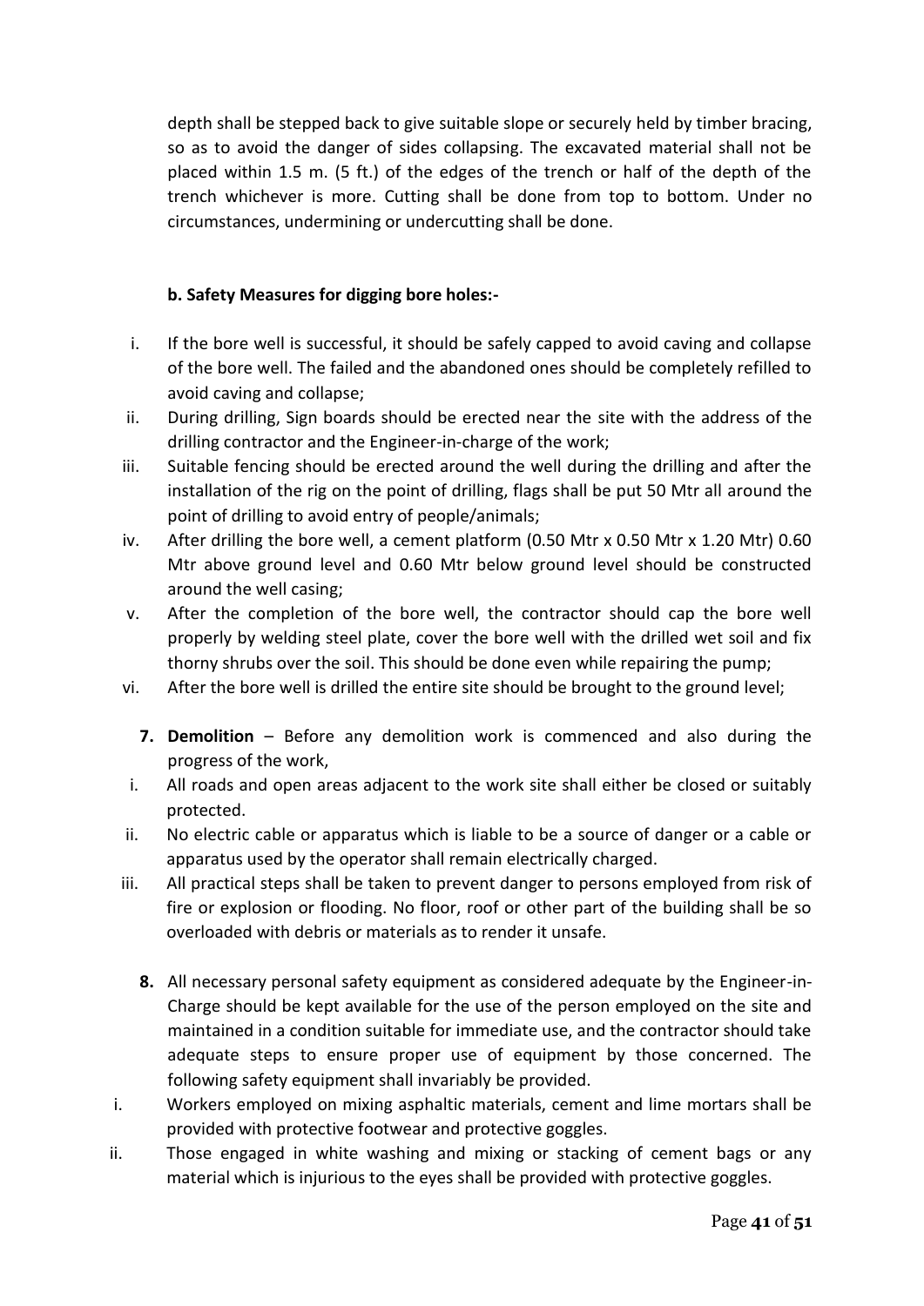depth shall be stepped back to give suitable slope or securely held by timber bracing, so as to avoid the danger of sides collapsing. The excavated material shall not be placed within 1.5 m. (5 ft.) of the edges of the trench or half of the depth of the trench whichever is more. Cutting shall be done from top to bottom. Under no circumstances, undermining or undercutting shall be done.

**b. Safety Measures for digging bore holes:-**

i. If the bore well is successful, it should be safely capped to avoid caving and collapse of the bore well. The failed and the abandoned ones should be completely refilled to avoid caving and collapse;

ii. During drilling, Sign boards should be erected near the site with the address of the drilling contractor and the Engineer-in-charge of the work;

iii. Suitable fencing should be erected around the well during the drilling and after the installation of the rig on the point of drilling, flags shall be put 50 Mtr all around the point of drilling to avoid entry of people/animals;

iv. After drilling the bore well, a cement platform (0.50 Mtr x 0.50 Mtr x 1.20 Mtr) 0.60 Mtr above ground level and 0.60 Mtr below ground level should be constructed around the well casing;

v. After the completion of the bore well, the contractor should cap the bore well properly by welding steel plate, cover the bore well with the drilled wet soil and fix thorny shrubs over the soil. This should be done even while repairing the pump;

vi. After the bore well is drilled the entire site should be brought to the ground level;

**7. Demolition** – Before any demolition work is commenced and also during the progress of the work,

i. All roads and open areas adjacent to the work site shall either be closed or suitably protected.

ii. No electric cable or apparatus which is liable to be a source of danger or a cable or apparatus used by the operator shall remain electrically charged.

iii. All practical steps shall be taken to prevent danger to persons employed from risk of fire or explosion or flooding. No floor, roof or other part of the building shall be so overloaded with debris or materials as to render it unsafe.

**8.** All necessary personal safety equipment as considered adequate by the Engineer-in-Charge should be kept available for the use of the person employed on the site and maintained in a condition suitable for immediate use, and the contractor should take adequate steps to ensure proper use of equipment by those concerned. The following safety equipment shall invariably be provided.

i. Workers employed on mixing asphaltic materials, cement and lime mortars shall be provided with protective footwear and protective goggles.

ii. Those engaged in white washing and mixing or stacking of cement bags or any material which is injurious to the eyes shall be provided with protective goggles.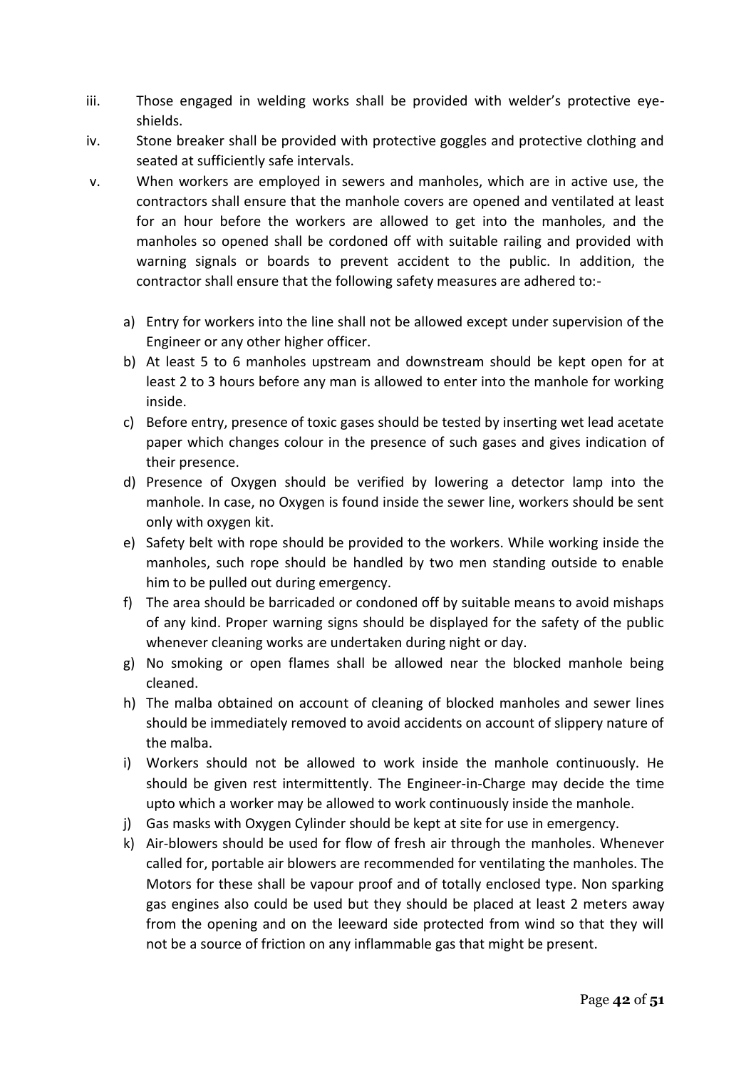iii. Those engaged in welding works shall be provided with welder's protective eye-shields.

iv. Stone breaker shall be provided with protective goggles and protective clothing and seated at sufficiently safe intervals.

v. When workers are employed in sewers and manholes, which are in active use, the contractors shall ensure that the manhole covers are opened and ventilated at least for an hour before the workers are allowed to get into the manholes, and the manholes so opened shall be cordoned off with suitable railing and provided with warning signals or boards to prevent accident to the public. In addition, the contractor shall ensure that the following safety measures are adhered to:-

   a) Entry for workers into the line shall not be allowed except under supervision of the Engineer or any other higher officer.
   b) At least 5 to 6 manholes upstream and downstream should be kept open for at least 2 to 3 hours before any man is allowed to enter into the manhole for working inside.
   c) Before entry, presence of toxic gases should be tested by inserting wet lead acetate paper which changes colour in the presence of such gases and gives indication of their presence.
   d) Presence of Oxygen should be verified by lowering a detector lamp into the manhole. In case, no Oxygen is found inside the sewer line, workers should be sent only with oxygen kit.
   e) Safety belt with rope should be provided to the workers. While working inside the manholes, such rope should be handled by two men standing outside to enable him to be pulled out during emergency.
   f) The area should be barricaded or condoned off by suitable means to avoid mishaps of any kind. Proper warning signs should be displayed for the safety of the public whenever cleaning works are undertaken during night or day.
   g) No smoking or open flames shall be allowed near the blocked manhole being cleaned.
   h) The malba obtained on account of cleaning of blocked manholes and sewer lines should be immediately removed to avoid accidents on account of slippery nature of the malba.
   i) Workers should not be allowed to work inside the manhole continuously. He should be given rest intermittently. The Engineer-in-Charge may decide the time upto which a worker may be allowed to work continuously inside the manhole.
   j) Gas masks with Oxygen Cylinder should be kept at site for use in emergency.
   k) Air-blowers should be used for flow of fresh air through the manholes. Whenever called for, portable air blowers are recommended for ventilating the manholes. The Motors for these shall be vapour proof and of totally enclosed type. Non sparking gas engines also could be used but they should be placed at least 2 meters away from the opening and on the leeward side protected from wind so that they will not be a source of friction on any inflammable gas that might be present.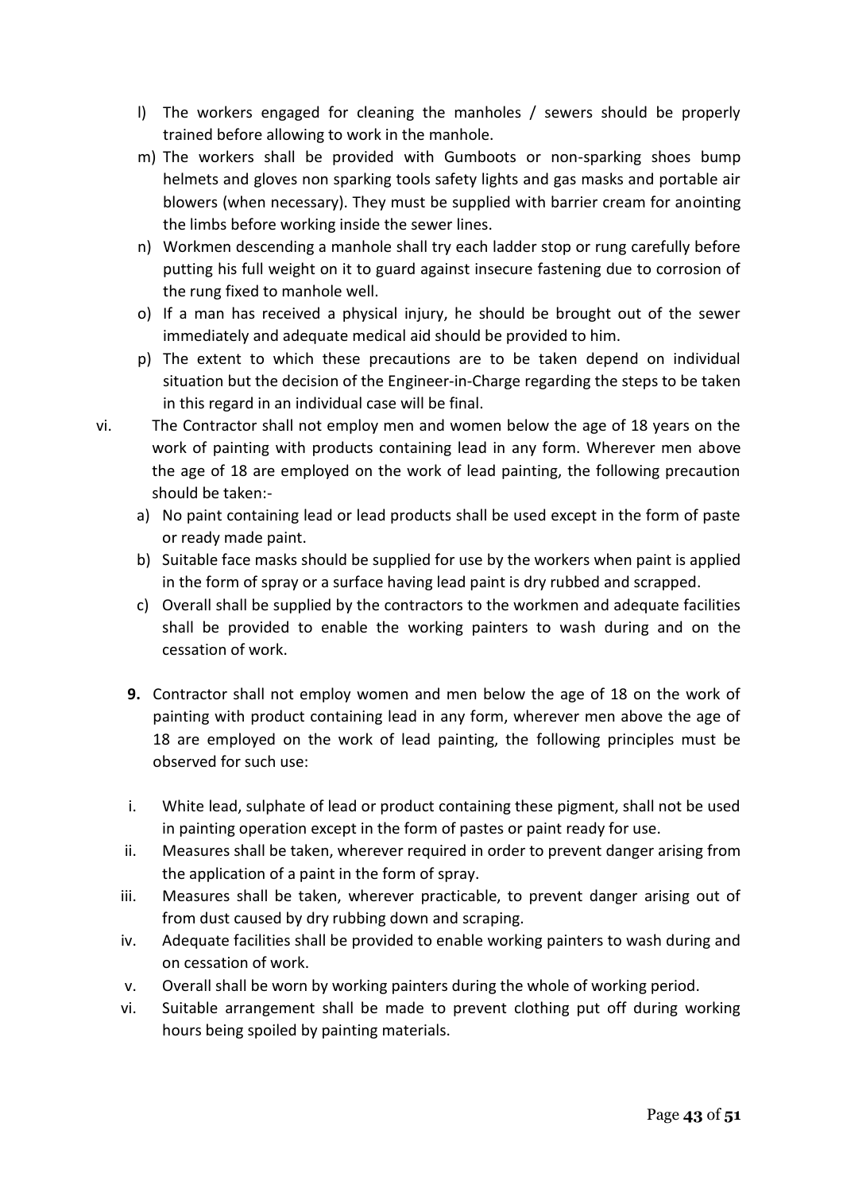l) The workers engaged for cleaning the manholes / sewers should be properly trained before allowing to work in the manhole.

m) The workers shall be provided with Gumboots or non-sparking shoes bump helmets and gloves non sparking tools safety lights and gas masks and portable air blowers (when necessary). They must be supplied with barrier cream for anointing the limbs before working inside the sewer lines.

n) Workmen descending a manhole shall try each ladder stop or rung carefully before putting his full weight on it to guard against insecure fastening due to corrosion of the rung fixed to manhole well.

o) If a man has received a physical injury, he should be brought out of the sewer immediately and adequate medical aid should be provided to him.

p) The extent to which these precautions are to be taken depend on individual situation but the decision of the Engineer-in-Charge regarding the steps to be taken in this regard in an individual case will be final.

vi. The Contractor shall not employ men and women below the age of 18 years on the work of painting with products containing lead in any form. Wherever men above the age of 18 are employed on the work of lead painting, the following precaution should be taken:-

a) No paint containing lead or lead products shall be used except in the form of paste or ready made paint.

b) Suitable face masks should be supplied for use by the workers when paint is applied in the form of spray or a surface having lead paint is dry rubbed and scrapped.

c) Overall shall be supplied by the contractors to the workmen and adequate facilities shall be provided to enable the working painters to wash during and on the cessation of work.

**9.** Contractor shall not employ women and men below the age of 18 on the work of painting with product containing lead in any form, wherever men above the age of 18 are employed on the work of lead painting, the following principles must be observed for such use:

i. White lead, sulphate of lead or product containing these pigment, shall not be used in painting operation except in the form of pastes or paint ready for use.

ii. Measures shall be taken, wherever required in order to prevent danger arising from the application of a paint in the form of spray.

iii. Measures shall be taken, wherever practicable, to prevent danger arising out of from dust caused by dry rubbing down and scraping.

iv. Adequate facilities shall be provided to enable working painters to wash during and on cessation of work.

v. Overall shall be worn by working painters during the whole of working period.

vi. Suitable arrangement shall be made to prevent clothing put off during working hours being spoiled by painting materials.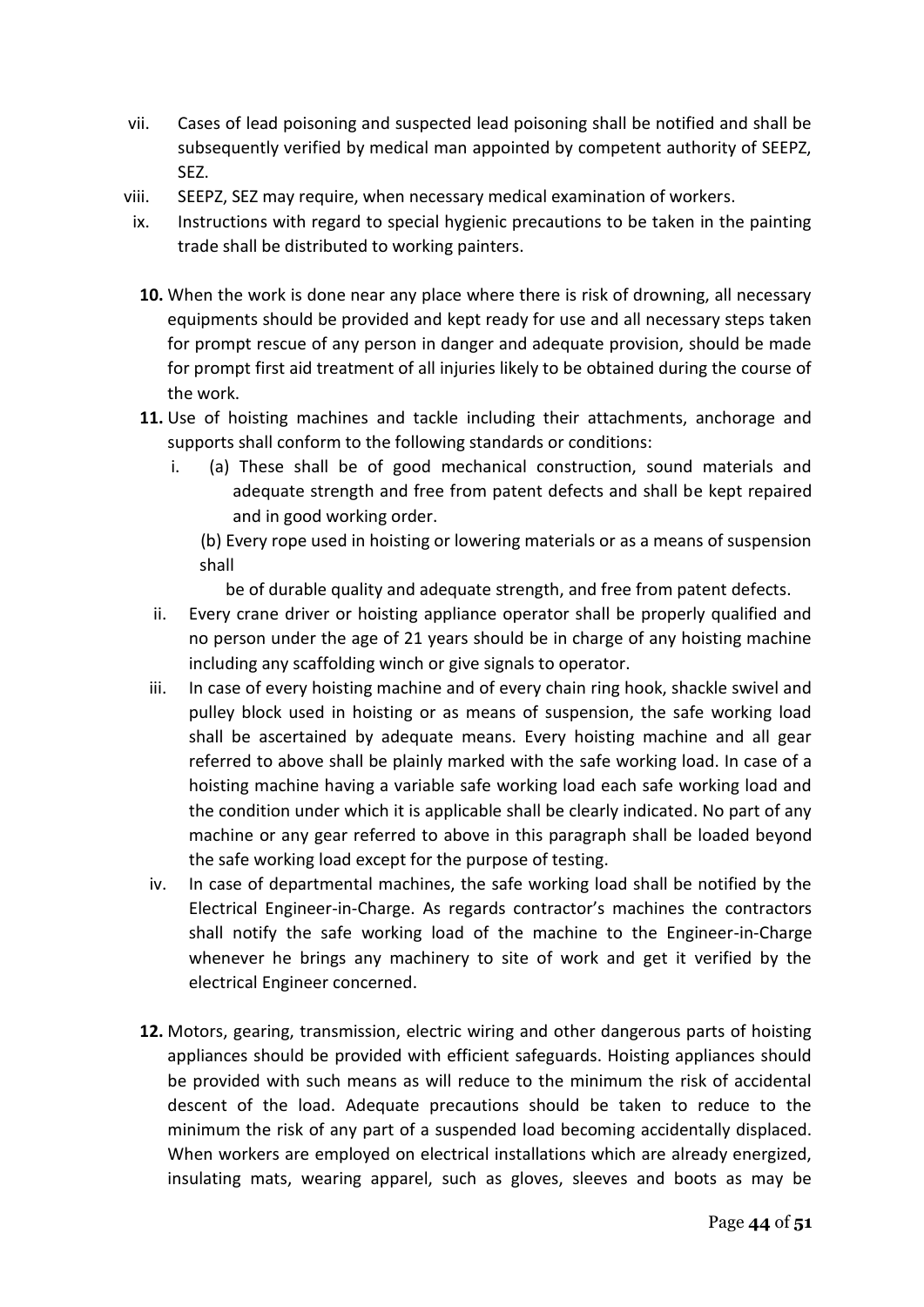vii. Cases of lead poisoning and suspected lead poisoning shall be notified and shall be subsequently verified by medical man appointed by competent authority of SEEPZ, SEZ.

viii. SEEPZ, SEZ may require, when necessary medical examination of workers.

ix. Instructions with regard to special hygienic precautions to be taken in the painting trade shall be distributed to working painters.

**10.** When the work is done near any place where there is risk of drowning, all necessary equipments should be provided and kept ready for use and all necessary steps taken for prompt rescue of any person in danger and adequate provision, should be made for prompt first aid treatment of all injuries likely to be obtained during the course of the work.

**11.** Use of hoisting machines and tackle including their attachments, anchorage and supports shall conform to the following standards or conditions:

i. (a) These shall be of good mechanical construction, sound materials and adequate strength and free from patent defects and shall be kept repaired and in good working order.

(b) Every rope used in hoisting or lowering materials or as a means of suspension shall

be of durable quality and adequate strength, and free from patent defects.

ii. Every crane driver or hoisting appliance operator shall be properly qualified and no person under the age of 21 years should be in charge of any hoisting machine including any scaffolding winch or give signals to operator.

iii. In case of every hoisting machine and of every chain ring hook, shackle swivel and pulley block used in hoisting or as means of suspension, the safe working load shall be ascertained by adequate means. Every hoisting machine and all gear referred to above shall be plainly marked with the safe working load. In case of a hoisting machine having a variable safe working load each safe working load and the condition under which it is applicable shall be clearly indicated. No part of any machine or any gear referred to above in this paragraph shall be loaded beyond the safe working load except for the purpose of testing.

iv. In case of departmental machines, the safe working load shall be notified by the Electrical Engineer-in-Charge. As regards contractor's machines the contractors shall notify the safe working load of the machine to the Engineer-in-Charge whenever he brings any machinery to site of work and get it verified by the electrical Engineer concerned.

**12.** Motors, gearing, transmission, electric wiring and other dangerous parts of hoisting appliances should be provided with efficient safeguards. Hoisting appliances should be provided with such means as will reduce to the minimum the risk of accidental descent of the load. Adequate precautions should be taken to reduce to the minimum the risk of any part of a suspended load becoming accidentally displaced. When workers are employed on electrical installations which are already energized, insulating mats, wearing apparel, such as gloves, sleeves and boots as may be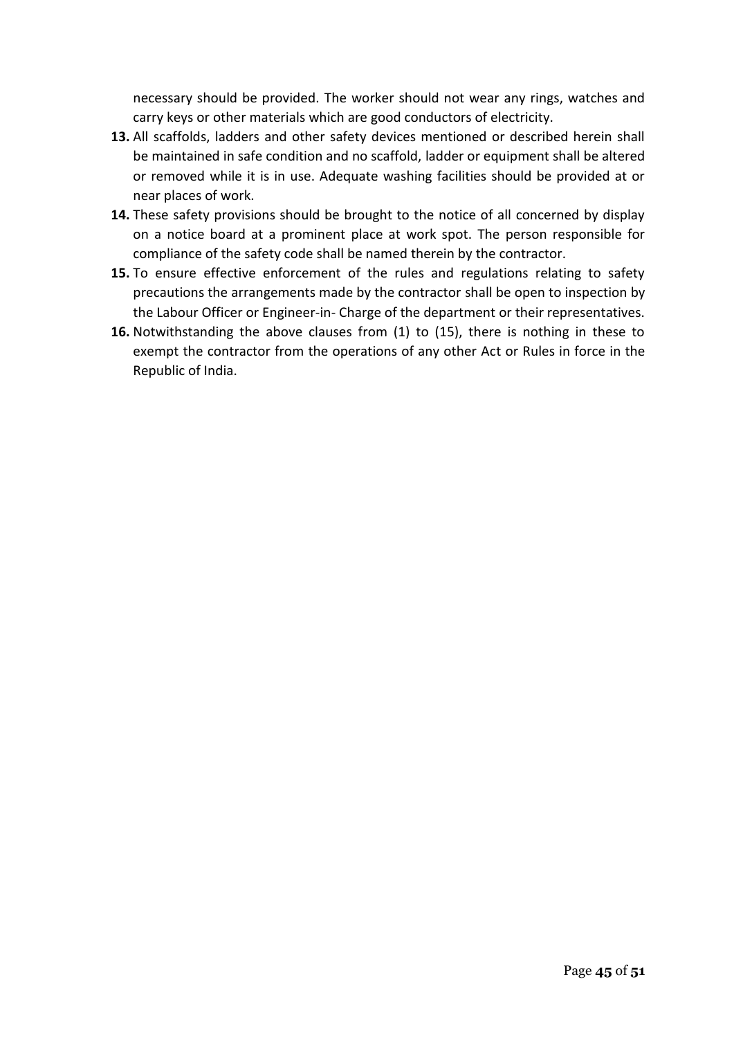necessary should be provided. The worker should not wear any rings, watches and carry keys or other materials which are good conductors of electricity.

**13.** All scaffolds, ladders and other safety devices mentioned or described herein shall be maintained in safe condition and no scaffold, ladder or equipment shall be altered or removed while it is in use. Adequate washing facilities should be provided at or near places of work.

**14.** These safety provisions should be brought to the notice of all concerned by display on a notice board at a prominent place at work spot. The person responsible for compliance of the safety code shall be named therein by the contractor.

**15.** To ensure effective enforcement of the rules and regulations relating to safety precautions the arrangements made by the contractor shall be open to inspection by the Labour Officer or Engineer-in- Charge of the department or their representatives.

**16.** Notwithstanding the above clauses from (1) to (15), there is nothing in these to exempt the contractor from the operations of any other Act or Rules in force in the Republic of India.